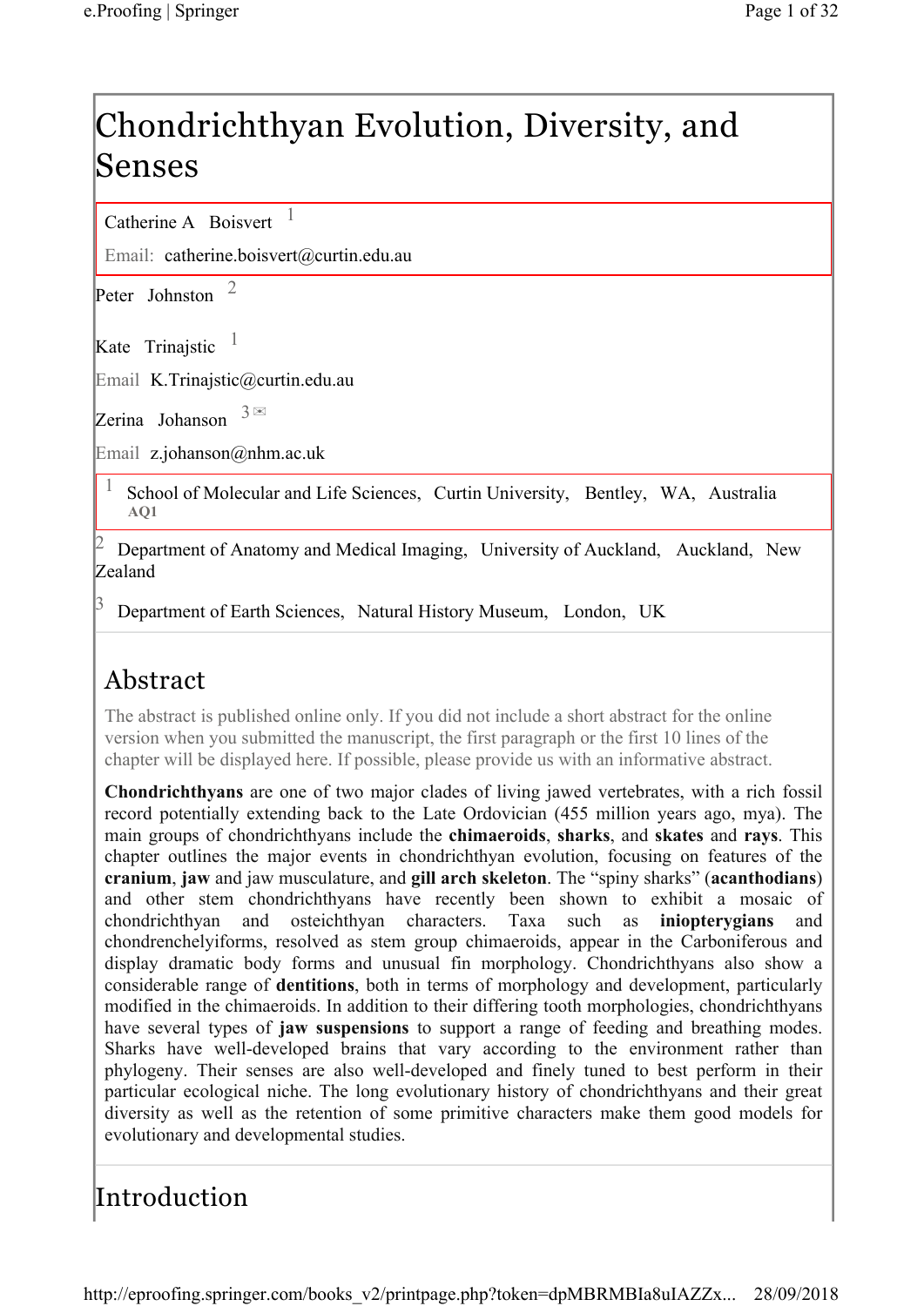# Chondrichthyan Evolution, Diversity, and Senses

Catherine A Boisvert [1]

Email: catherine.boisvert@curtin.edu.au

Peter Johnston [2]

Kate Trinajstic [1]

Email K.Trinajstic@curtin.edu.au

Zerina Johanson [3] ✉

Email z.johanson@nhm.ac.uk

[1] School of Molecular and Life Sciences, Curtin University, Bentley, WA, Australia
AQ1

[2] Department of Anatomy and Medical Imaging, University of Auckland, Auckland, New Zealand

[3] Department of Earth Sciences, Natural History Museum, London, UK

## Abstract

The abstract is published online only. If you did not include a short abstract for the online version when you submitted the manuscript, the first paragraph or the first 10 lines of the chapter will be displayed here. If possible, please provide us with an informative abstract.

**Chondrichthyans** are one of two major clades of living jawed vertebrates, with a rich fossil record potentially extending back to the Late Ordovician (455 million years ago, mya). The main groups of chondrichthyans include the **chimaeroids**, **sharks**, and **skates** and **rays**. This chapter outlines the major events in chondrichthyan evolution, focusing on features of the **cranium**, **jaw** and jaw musculature, and **gill arch skeleton**. The "spiny sharks" (**acanthodians**) and other stem chondrichthyans have recently been shown to exhibit a mosaic of chondrichthyan and osteichthyan characters. Taxa such as **iniopterygians** and chondrenchelyiforms, resolved as stem group chimaeroids, appear in the Carboniferous and display dramatic body forms and unusual fin morphology. Chondrichthyans also show a considerable range of **dentitions**, both in terms of morphology and development, particularly modified in the chimaeroids. In addition to their differing tooth morphologies, chondrichthyans have several types of **jaw suspensions** to support a range of feeding and breathing modes. Sharks have well-developed brains that vary according to the environment rather than phylogeny. Their senses are also well-developed and finely tuned to best perform in their particular ecological niche. The long evolutionary history of chondrichthyans and their great diversity as well as the retention of some primitive characters make them good models for evolutionary and developmental studies.

## Introduction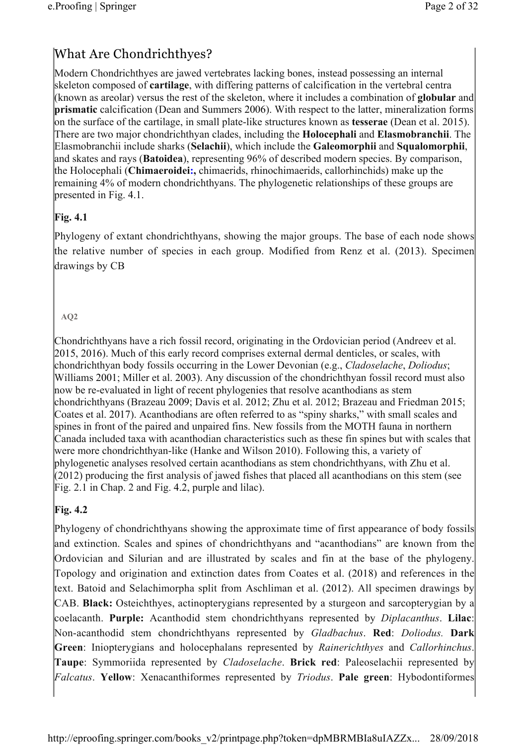## What Are Chondrichthyes?

Modern Chondrichthyes are jawed vertebrates lacking bones, instead possessing an internal skeleton composed of **cartilage**, with differing patterns of calcification in the vertebral centra (known as areolar) versus the rest of the skeleton, where it includes a combination of **globular** and **prismatic** calcification (Dean and Summers 2006). With respect to the latter, mineralization forms on the surface of the cartilage, in small plate-like structures known as **tesserae** (Dean et al. 2015). There are two major chondrichthyan clades, including the **Holocephali** and **Elasmobranchii**. The Elasmobranchii include sharks (**Selachii**), which include the **Galeomorphii** and **Squalomorphii**, and skates and rays (**Batoidea**), representing 96% of described modern species. By comparison, the Holocephali (**Chimaeroidei:,** chimaerids, rhinochimaerids, callorhinchids) make up the remaining 4% of modern chondrichthyans. The phylogenetic relationships of these groups are presented in Fig. 4.1.

**Fig. 4.1**

Phylogeny of extant chondrichthyans, showing the major groups. The base of each node shows the relative number of species in each group. Modified from Renz et al. (2013). Specimen drawings by CB

AQ2

Chondrichthyans have a rich fossil record, originating in the Ordovician period (Andreev et al. 2015, 2016). Much of this early record comprises external dermal denticles, or scales, with chondrichthyan body fossils occurring in the Lower Devonian (e.g., *Cladoselache*, *Doliodus*; Williams 2001; Miller et al. 2003). Any discussion of the chondrichthyan fossil record must also now be re-evaluated in light of recent phylogenies that resolve acanthodians as stem chondrichthyans (Brazeau 2009; Davis et al. 2012; Zhu et al. 2012; Brazeau and Friedman 2015; Coates et al. 2017). Acanthodians are often referred to as "spiny sharks," with small scales and spines in front of the paired and unpaired fins. New fossils from the MOTH fauna in northern Canada included taxa with acanthodian characteristics such as these fin spines but with scales that were more chondrichthyan-like (Hanke and Wilson 2010). Following this, a variety of phylogenetic analyses resolved certain acanthodians as stem chondrichthyans, with Zhu et al. (2012) producing the first analysis of jawed fishes that placed all acanthodians on this stem (see Fig. 2.1 in Chap. 2 and Fig. 4.2, purple and lilac).

**Fig. 4.2**

Phylogeny of chondrichthyans showing the approximate time of first appearance of body fossils and extinction. Scales and spines of chondrichthyans and "acanthodians" are known from the Ordovician and Silurian and are illustrated by scales and fin at the base of the phylogeny. Topology and origination and extinction dates from Coates et al. (2018) and references in the text. Batoid and Selachimorpha split from Aschliman et al. (2012). All specimen drawings by CAB. **Black:** Osteichthyes, actinopterygians represented by a sturgeon and sarcopterygian by a coelacanth. **Purple:** Acanthodid stem chondrichthyans represented by *Diplacanthus*. **Lilac**: Non-acanthodid stem chondrichthyans represented by *Gladbachus*. **Red**: *Doliodus.* **Dark Green**: Iniopterygians and holocephalans represented by *Rainerichthyes* and *Callorhinchus*. **Taupe**: Symmoriida represented by *Cladoselache*. **Brick red**: Paleoselachii represented by *Falcatus*. **Yellow**: Xenacanthiformes represented by *Triodus*. **Pale green**: Hybodontiformes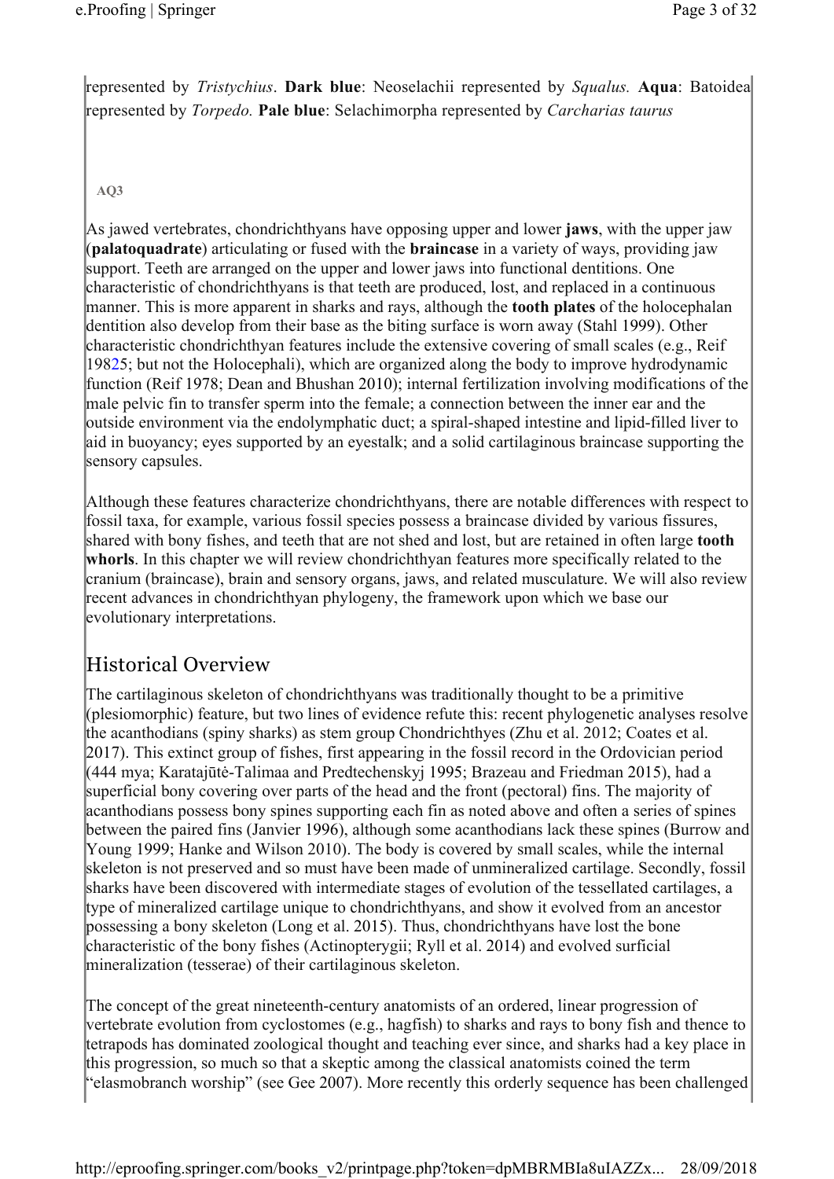represented by *Tristychius*. **Dark blue**: Neoselachii represented by *Squalus.* **Aqua**: Batoidea represented by *Torpedo.* **Pale blue**: Selachimorpha represented by *Carcharias taurus*

AQ3

As jawed vertebrates, chondrichthyans have opposing upper and lower **jaws**, with the upper jaw (**palatoquadrate**) articulating or fused with the **braincase** in a variety of ways, providing jaw support. Teeth are arranged on the upper and lower jaws into functional dentitions. One characteristic of chondrichthyans is that teeth are produced, lost, and replaced in a continuous manner. This is more apparent in sharks and rays, although the **tooth plates** of the holocephalan dentition also develop from their base as the biting surface is worn away (Stahl 1999). Other characteristic chondrichthyan features include the extensive covering of small scales (e.g., Reif 19825; but not the Holocephali), which are organized along the body to improve hydrodynamic function (Reif 1978; Dean and Bhushan 2010); internal fertilization involving modifications of the male pelvic fin to transfer sperm into the female; a connection between the inner ear and the outside environment via the endolymphatic duct; a spiral-shaped intestine and lipid-filled liver to aid in buoyancy; eyes supported by an eyestalk; and a solid cartilaginous braincase supporting the sensory capsules.

Although these features characterize chondrichthyans, there are notable differences with respect to fossil taxa, for example, various fossil species possess a braincase divided by various fissures, shared with bony fishes, and teeth that are not shed and lost, but are retained in often large **tooth whorls**. In this chapter we will review chondrichthyan features more specifically related to the cranium (braincase), brain and sensory organs, jaws, and related musculature. We will also review recent advances in chondrichthyan phylogeny, the framework upon which we base our evolutionary interpretations.

## Historical Overview

The cartilaginous skeleton of chondrichthyans was traditionally thought to be a primitive (plesiomorphic) feature, but two lines of evidence refute this: recent phylogenetic analyses resolve the acanthodians (spiny sharks) as stem group Chondrichthyes (Zhu et al. 2012; Coates et al. 2017). This extinct group of fishes, first appearing in the fossil record in the Ordovician period (444 mya; Karatajūtė-Talimaa and Predtechenskyj 1995; Brazeau and Friedman 2015), had a superficial bony covering over parts of the head and the front (pectoral) fins. The majority of acanthodians possess bony spines supporting each fin as noted above and often a series of spines between the paired fins (Janvier 1996), although some acanthodians lack these spines (Burrow and Young 1999; Hanke and Wilson 2010). The body is covered by small scales, while the internal skeleton is not preserved and so must have been made of unmineralized cartilage. Secondly, fossil sharks have been discovered with intermediate stages of evolution of the tessellated cartilages, a type of mineralized cartilage unique to chondrichthyans, and show it evolved from an ancestor possessing a bony skeleton (Long et al. 2015). Thus, chondrichthyans have lost the bone characteristic of the bony fishes (Actinopterygii; Ryll et al. 2014) and evolved surficial mineralization (tesserae) of their cartilaginous skeleton.

The concept of the great nineteenth-century anatomists of an ordered, linear progression of vertebrate evolution from cyclostomes (e.g., hagfish) to sharks and rays to bony fish and thence to tetrapods has dominated zoological thought and teaching ever since, and sharks had a key place in this progression, so much so that a skeptic among the classical anatomists coined the term "elasmobranch worship" (see Gee 2007). More recently this orderly sequence has been challenged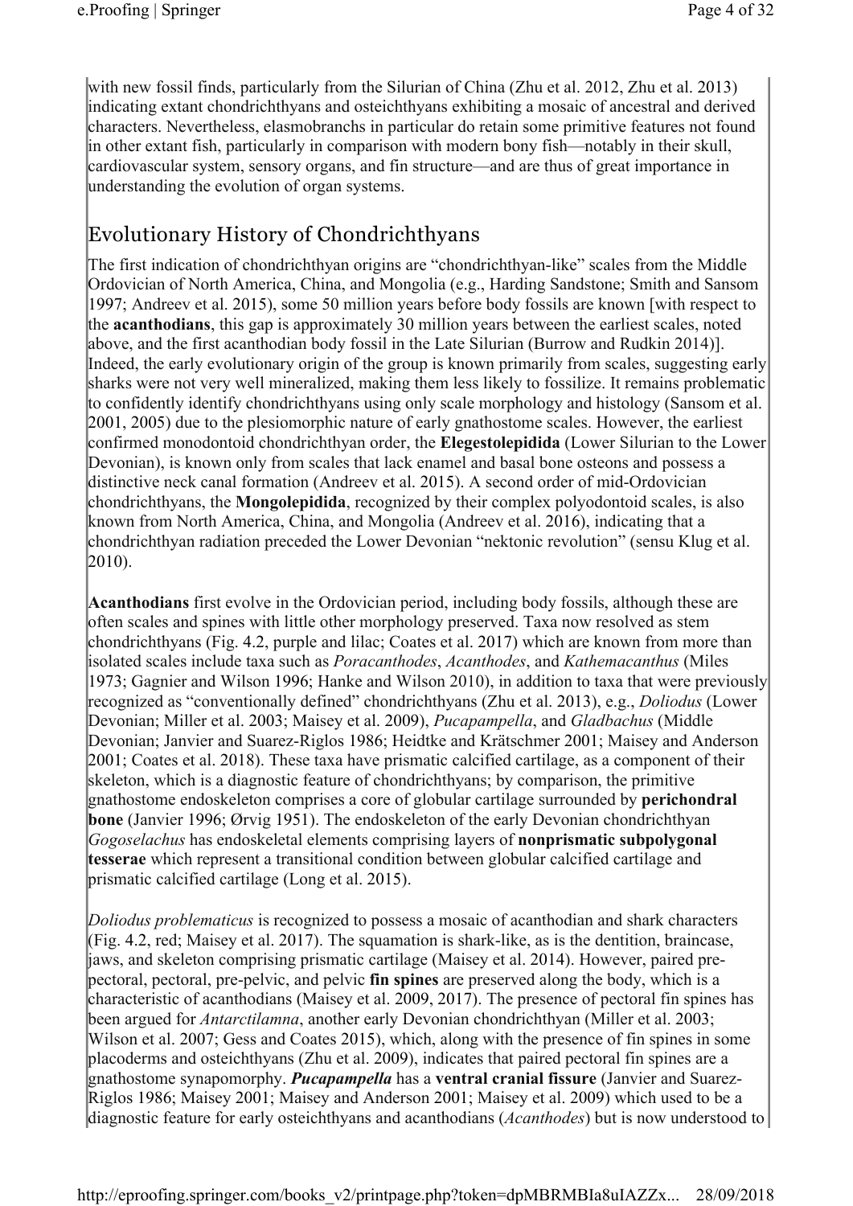with new fossil finds, particularly from the Silurian of China (Zhu et al. 2012, Zhu et al. 2013) indicating extant chondrichthyans and osteichthyans exhibiting a mosaic of ancestral and derived characters. Nevertheless, elasmobranchs in particular do retain some primitive features not found in other extant fish, particularly in comparison with modern bony fish—notably in their skull, cardiovascular system, sensory organs, and fin structure—and are thus of great importance in understanding the evolution of organ systems.

## Evolutionary History of Chondrichthyans

The first indication of chondrichthyan origins are "chondrichthyan-like" scales from the Middle Ordovician of North America, China, and Mongolia (e.g., Harding Sandstone; Smith and Sansom 1997; Andreev et al. 2015), some 50 million years before body fossils are known [with respect to the **acanthodians**, this gap is approximately 30 million years between the earliest scales, noted above, and the first acanthodian body fossil in the Late Silurian (Burrow and Rudkin 2014)]. Indeed, the early evolutionary origin of the group is known primarily from scales, suggesting early sharks were not very well mineralized, making them less likely to fossilize. It remains problematic to confidently identify chondrichthyans using only scale morphology and histology (Sansom et al. 2001, 2005) due to the plesiomorphic nature of early gnathostome scales. However, the earliest confirmed monodontoid chondrichthyan order, the **Elegestolepidida** (Lower Silurian to the Lower Devonian), is known only from scales that lack enamel and basal bone osteons and possess a distinctive neck canal formation (Andreev et al. 2015). A second order of mid-Ordovician chondrichthyans, the **Mongolepidida**, recognized by their complex polyodontoid scales, is also known from North America, China, and Mongolia (Andreev et al. 2016), indicating that a chondrichthyan radiation preceded the Lower Devonian "nektonic revolution" (sensu Klug et al. 2010).

**Acanthodians** first evolve in the Ordovician period, including body fossils, although these are often scales and spines with little other morphology preserved. Taxa now resolved as stem chondrichthyans (Fig. 4.2, purple and lilac; Coates et al. 2017) which are known from more than isolated scales include taxa such as *Poracanthodes*, *Acanthodes*, and *Kathemacanthus* (Miles 1973; Gagnier and Wilson 1996; Hanke and Wilson 2010), in addition to taxa that were previously recognized as "conventionally defined" chondrichthyans (Zhu et al. 2013), e.g., *Doliodus* (Lower Devonian; Miller et al. 2003; Maisey et al. 2009), *Pucapampella*, and *Gladbachus* (Middle Devonian; Janvier and Suarez-Riglos 1986; Heidtke and Krätschmer 2001; Maisey and Anderson 2001; Coates et al. 2018). These taxa have prismatic calcified cartilage, as a component of their skeleton, which is a diagnostic feature of chondrichthyans; by comparison, the primitive gnathostome endoskeleton comprises a core of globular cartilage surrounded by **perichondral bone** (Janvier 1996; Ørvig 1951). The endoskeleton of the early Devonian chondrichthyan *Gogoselachus* has endoskeletal elements comprising layers of **nonprismatic subpolygonal tesserae** which represent a transitional condition between globular calcified cartilage and prismatic calcified cartilage (Long et al. 2015).

*Doliodus problematicus* is recognized to possess a mosaic of acanthodian and shark characters (Fig. 4.2, red; Maisey et al. 2017). The squamation is shark-like, as is the dentition, braincase, jaws, and skeleton comprising prismatic cartilage (Maisey et al. 2014). However, paired pre-pectoral, pectoral, pre-pelvic, and pelvic **fin spines** are preserved along the body, which is a characteristic of acanthodians (Maisey et al. 2009, 2017). The presence of pectoral fin spines has been argued for *Antarctilamna*, another early Devonian chondrichthyan (Miller et al. 2003; Wilson et al. 2007; Gess and Coates 2015), which, along with the presence of fin spines in some placoderms and osteichthyans (Zhu et al. 2009), indicates that paired pectoral fin spines are a gnathostome synapomorphy. ***Pucapampella*** has a **ventral cranial fissure** (Janvier and Suarez-Riglos 1986; Maisey 2001; Maisey and Anderson 2001; Maisey et al. 2009) which used to be a diagnostic feature for early osteichthyans and acanthodians (*Acanthodes*) but is now understood to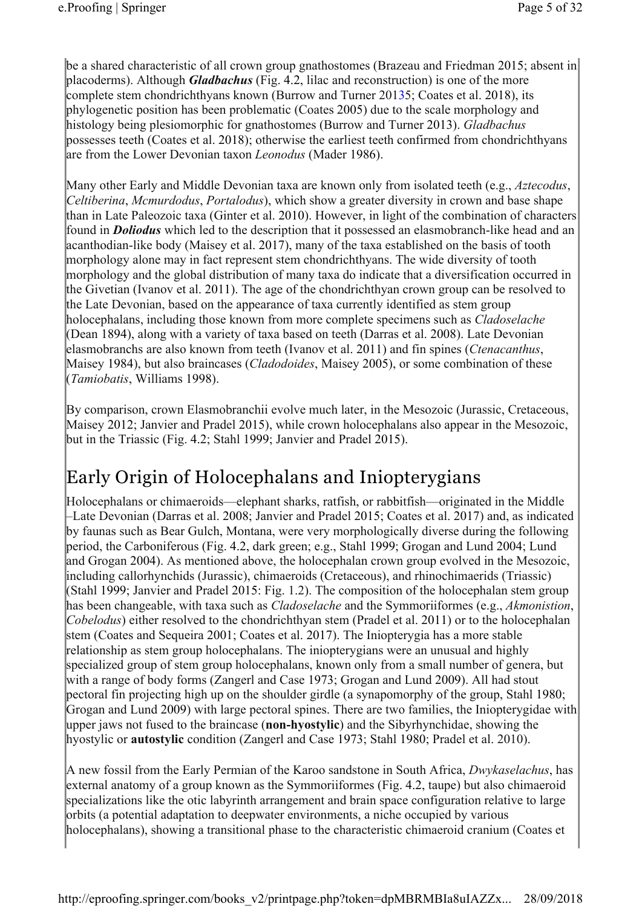be a shared characteristic of all crown group gnathostomes (Brazeau and Friedman 2015; absent in placoderms). Although ***Gladbachus*** (Fig. 4.2, lilac and reconstruction) is one of the more complete stem chondrichthyans known (Burrow and Turner 20135; Coates et al. 2018), its phylogenetic position has been problematic (Coates 2005) due to the scale morphology and histology being plesiomorphic for gnathostomes (Burrow and Turner 2013). *Gladbachus* possesses teeth (Coates et al. 2018); otherwise the earliest teeth confirmed from chondrichthyans are from the Lower Devonian taxon *Leonodus* (Mader 1986).

Many other Early and Middle Devonian taxa are known only from isolated teeth (e.g., *Aztecodus*, *Celtiberina*, *Mcmurdodus*, *Portalodus*), which show a greater diversity in crown and base shape than in Late Paleozoic taxa (Ginter et al. 2010). However, in light of the combination of characters found in ***Doliodus*** which led to the description that it possessed an elasmobranch-like head and an acanthodian-like body (Maisey et al. 2017), many of the taxa established on the basis of tooth morphology alone may in fact represent stem chondrichthyans. The wide diversity of tooth morphology and the global distribution of many taxa do indicate that a diversification occurred in the Givetian (Ivanov et al. 2011). The age of the chondrichthyan crown group can be resolved to the Late Devonian, based on the appearance of taxa currently identified as stem group holocephalans, including those known from more complete specimens such as *Cladoselache* (Dean 1894), along with a variety of taxa based on teeth (Darras et al. 2008). Late Devonian elasmobranchs are also known from teeth (Ivanov et al. 2011) and fin spines (*Ctenacanthus*, Maisey 1984), but also braincases (*Cladodoides*, Maisey 2005), or some combination of these (*Tamiobatis*, Williams 1998).

By comparison, crown Elasmobranchii evolve much later, in the Mesozoic (Jurassic, Cretaceous, Maisey 2012; Janvier and Pradel 2015), while crown holocephalans also appear in the Mesozoic, but in the Triassic (Fig. 4.2; Stahl 1999; Janvier and Pradel 2015).

## Early Origin of Holocephalans and Iniopterygians

Holocephalans or chimaeroids—elephant sharks, ratfish, or rabbitfish—originated in the Middle –Late Devonian (Darras et al. 2008; Janvier and Pradel 2015; Coates et al. 2017) and, as indicated by faunas such as Bear Gulch, Montana, were very morphologically diverse during the following period, the Carboniferous (Fig. 4.2, dark green; e.g., Stahl 1999; Grogan and Lund 2004; Lund and Grogan 2004). As mentioned above, the holocephalan crown group evolved in the Mesozoic, including callorhynchids (Jurassic), chimaeroids (Cretaceous), and rhinochimaerids (Triassic) (Stahl 1999; Janvier and Pradel 2015: Fig. 1.2). The composition of the holocephalan stem group has been changeable, with taxa such as *Cladoselache* and the Symmoriiformes (e.g., *Akmonistion*, *Cobelodus*) either resolved to the chondrichthyan stem (Pradel et al. 2011) or to the holocephalan stem (Coates and Sequeira 2001; Coates et al. 2017). The Iniopterygia has a more stable relationship as stem group holocephalans. The iniopterygians were an unusual and highly specialized group of stem group holocephalans, known only from a small number of genera, but with a range of body forms (Zangerl and Case 1973; Grogan and Lund 2009). All had stout pectoral fin projecting high up on the shoulder girdle (a synapomorphy of the group, Stahl 1980; Grogan and Lund 2009) with large pectoral spines. There are two families, the Iniopterygidae with upper jaws not fused to the braincase (**non-hyostylic**) and the Sibyrhynchidae, showing the hyostylic or **autostylic** condition (Zangerl and Case 1973; Stahl 1980; Pradel et al. 2010).

A new fossil from the Early Permian of the Karoo sandstone in South Africa, *Dwykaselachus*, has external anatomy of a group known as the Symmoriiformes (Fig. 4.2, taupe) but also chimaeroid specializations like the otic labyrinth arrangement and brain space configuration relative to large orbits (a potential adaptation to deepwater environments, a niche occupied by various holocephalans), showing a transitional phase to the characteristic chimaeroid cranium (Coates et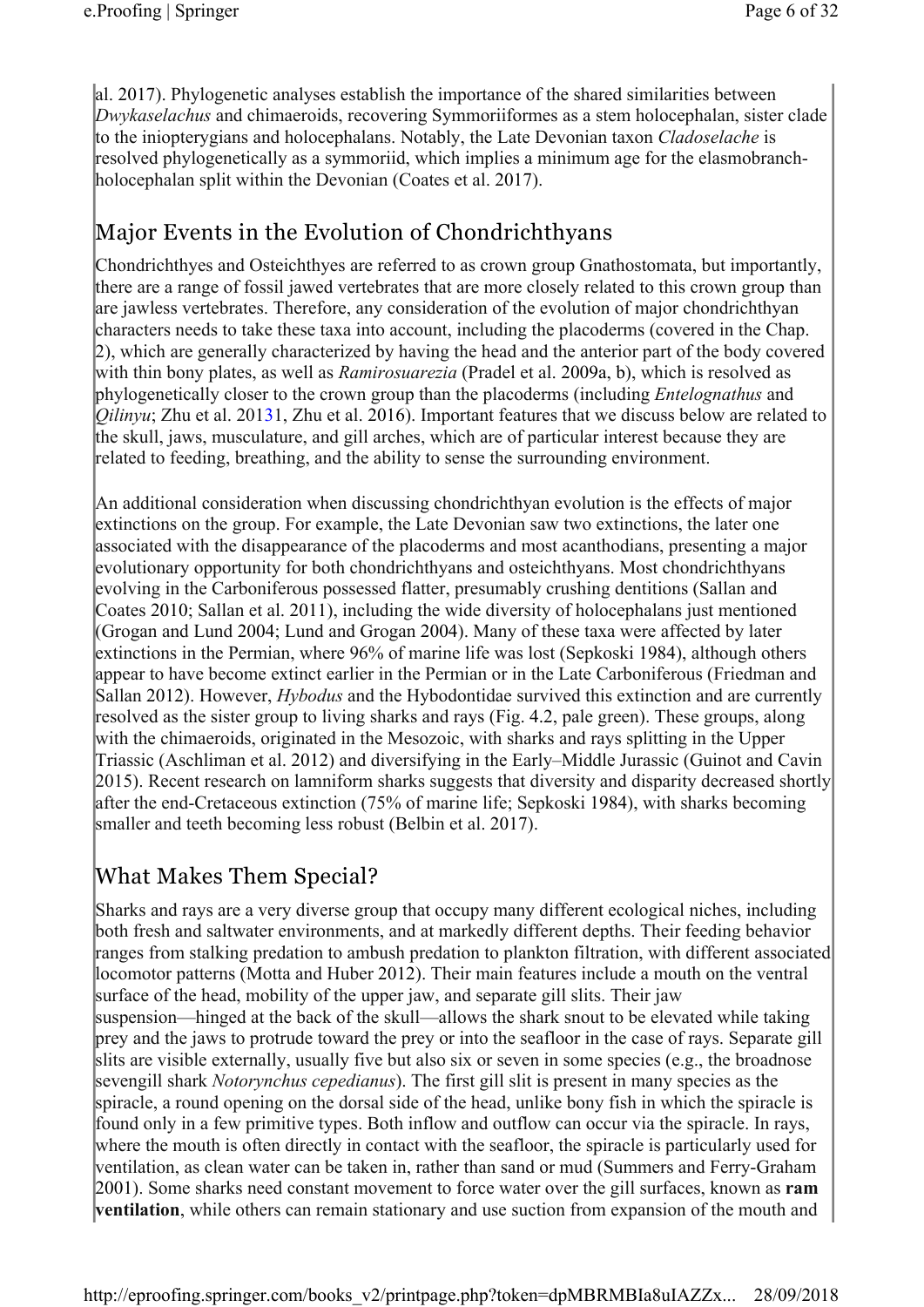al. 2017). Phylogenetic analyses establish the importance of the shared similarities between *Dwykaselachus* and chimaeroids, recovering Symmoriiformes as a stem holocephalan, sister clade to the iniopterygians and holocephalans. Notably, the Late Devonian taxon *Cladoselache* is resolved phylogenetically as a symmoriid, which implies a minimum age for the elasmobranch-holocephalan split within the Devonian (Coates et al. 2017).

## Major Events in the Evolution of Chondrichthyans

Chondrichthyes and Osteichthyes are referred to as crown group Gnathostomata, but importantly, there are a range of fossil jawed vertebrates that are more closely related to this crown group than are jawless vertebrates. Therefore, any consideration of the evolution of major chondrichthyan characters needs to take these taxa into account, including the placoderms (covered in the Chap. 2), which are generally characterized by having the head and the anterior part of the body covered with thin bony plates, as well as *Ramirosuarezia* (Pradel et al. 2009a, b), which is resolved as phylogenetically closer to the crown group than the placoderms (including *Entelognathus* and *Qilinyu*; Zhu et al. 20131, Zhu et al. 2016). Important features that we discuss below are related to the skull, jaws, musculature, and gill arches, which are of particular interest because they are related to feeding, breathing, and the ability to sense the surrounding environment.

An additional consideration when discussing chondrichthyan evolution is the effects of major extinctions on the group. For example, the Late Devonian saw two extinctions, the later one associated with the disappearance of the placoderms and most acanthodians, presenting a major evolutionary opportunity for both chondrichthyans and osteichthyans. Most chondrichthyans evolving in the Carboniferous possessed flatter, presumably crushing dentitions (Sallan and Coates 2010; Sallan et al. 2011), including the wide diversity of holocephalans just mentioned (Grogan and Lund 2004; Lund and Grogan 2004). Many of these taxa were affected by later extinctions in the Permian, where 96% of marine life was lost (Sepkoski 1984), although others appear to have become extinct earlier in the Permian or in the Late Carboniferous (Friedman and Sallan 2012). However, *Hybodus* and the Hybodontidae survived this extinction and are currently resolved as the sister group to living sharks and rays (Fig. 4.2, pale green). These groups, along with the chimaeroids, originated in the Mesozoic, with sharks and rays splitting in the Upper Triassic (Aschliman et al. 2012) and diversifying in the Early–Middle Jurassic (Guinot and Cavin 2015). Recent research on lamniform sharks suggests that diversity and disparity decreased shortly after the end-Cretaceous extinction (75% of marine life; Sepkoski 1984), with sharks becoming smaller and teeth becoming less robust (Belbin et al. 2017).

## What Makes Them Special?

Sharks and rays are a very diverse group that occupy many different ecological niches, including both fresh and saltwater environments, and at markedly different depths. Their feeding behavior ranges from stalking predation to ambush predation to plankton filtration, with different associated locomotor patterns (Motta and Huber 2012). Their main features include a mouth on the ventral surface of the head, mobility of the upper jaw, and separate gill slits. Their jaw suspension—hinged at the back of the skull—allows the shark snout to be elevated while taking prey and the jaws to protrude toward the prey or into the seafloor in the case of rays. Separate gill slits are visible externally, usually five but also six or seven in some species (e.g., the broadnose sevengill shark *Notorynchus cepedianus*). The first gill slit is present in many species as the spiracle, a round opening on the dorsal side of the head, unlike bony fish in which the spiracle is found only in a few primitive types. Both inflow and outflow can occur via the spiracle. In rays, where the mouth is often directly in contact with the seafloor, the spiracle is particularly used for ventilation, as clean water can be taken in, rather than sand or mud (Summers and Ferry-Graham 2001). Some sharks need constant movement to force water over the gill surfaces, known as **ram ventilation**, while others can remain stationary and use suction from expansion of the mouth and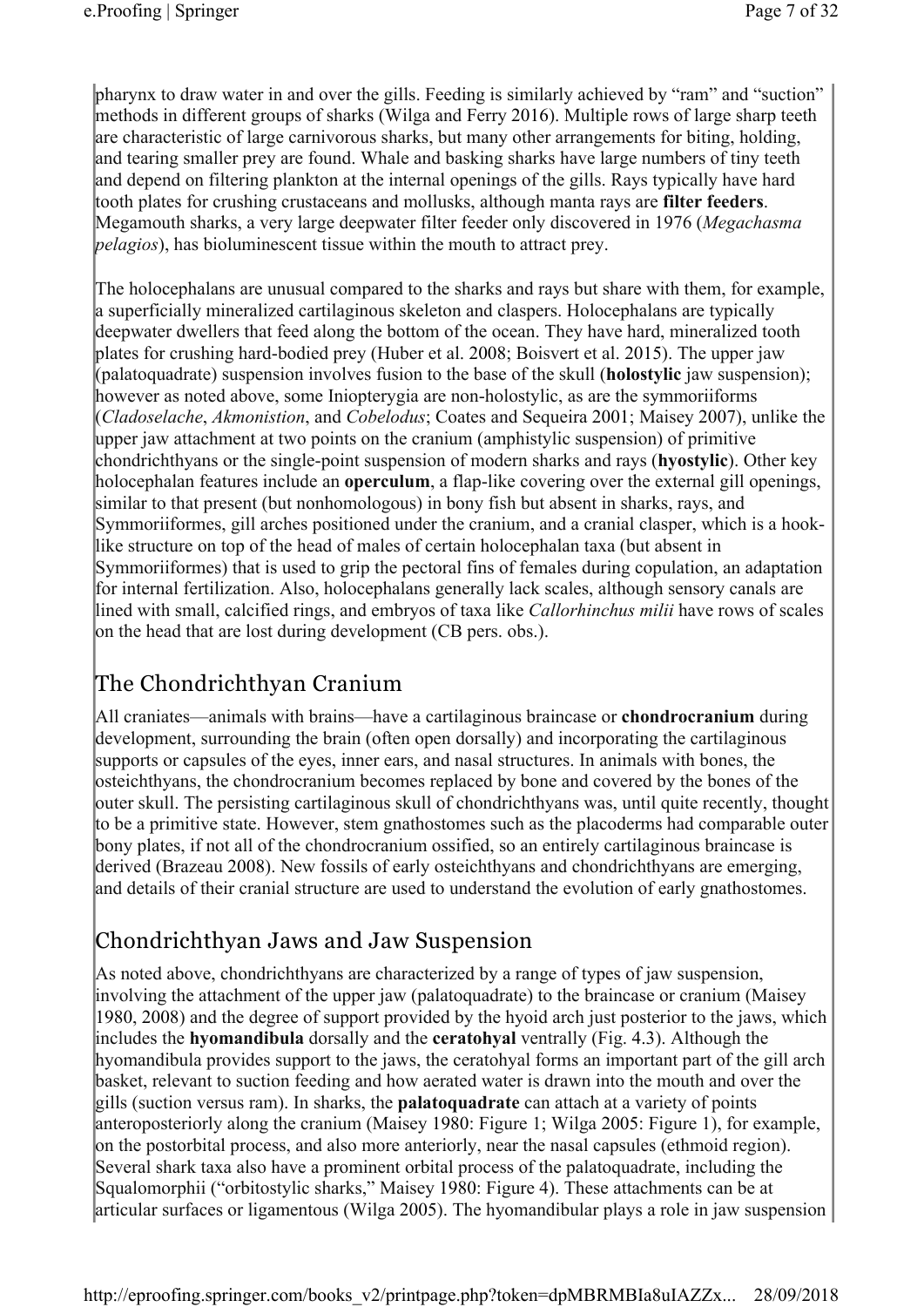pharynx to draw water in and over the gills. Feeding is similarly achieved by "ram" and "suction" methods in different groups of sharks (Wilga and Ferry 2016). Multiple rows of large sharp teeth are characteristic of large carnivorous sharks, but many other arrangements for biting, holding, and tearing smaller prey are found. Whale and basking sharks have large numbers of tiny teeth and depend on filtering plankton at the internal openings of the gills. Rays typically have hard tooth plates for crushing crustaceans and mollusks, although manta rays are **filter feeders**. Megamouth sharks, a very large deepwater filter feeder only discovered in 1976 (*Megachasma pelagios*), has bioluminescent tissue within the mouth to attract prey.

The holocephalans are unusual compared to the sharks and rays but share with them, for example, a superficially mineralized cartilaginous skeleton and claspers. Holocephalans are typically deepwater dwellers that feed along the bottom of the ocean. They have hard, mineralized tooth plates for crushing hard-bodied prey (Huber et al. 2008; Boisvert et al. 2015). The upper jaw (palatoquadrate) suspension involves fusion to the base of the skull (**holostylic** jaw suspension); however as noted above, some Iniopterygia are non-holostylic, as are the symmoriiforms (*Cladoselache*, *Akmonistion*, and *Cobelodus*; Coates and Sequeira 2001; Maisey 2007), unlike the upper jaw attachment at two points on the cranium (amphistylic suspension) of primitive chondrichthyans or the single-point suspension of modern sharks and rays (**hyostylic**). Other key holocephalan features include an **operculum**, a flap-like covering over the external gill openings, similar to that present (but nonhomologous) in bony fish but absent in sharks, rays, and Symmoriiformes, gill arches positioned under the cranium, and a cranial clasper, which is a hook-like structure on top of the head of males of certain holocephalan taxa (but absent in Symmoriiformes) that is used to grip the pectoral fins of females during copulation, an adaptation for internal fertilization. Also, holocephalans generally lack scales, although sensory canals are lined with small, calcified rings, and embryos of taxa like *Callorhinchus milii* have rows of scales on the head that are lost during development (CB pers. obs.).

## The Chondrichthyan Cranium

All craniates—animals with brains—have a cartilaginous braincase or **chondrocranium** during development, surrounding the brain (often open dorsally) and incorporating the cartilaginous supports or capsules of the eyes, inner ears, and nasal structures. In animals with bones, the osteichthyans, the chondrocranium becomes replaced by bone and covered by the bones of the outer skull. The persisting cartilaginous skull of chondrichthyans was, until quite recently, thought to be a primitive state. However, stem gnathostomes such as the placoderms had comparable outer bony plates, if not all of the chondrocranium ossified, so an entirely cartilaginous braincase is derived (Brazeau 2008). New fossils of early osteichthyans and chondrichthyans are emerging, and details of their cranial structure are used to understand the evolution of early gnathostomes.

## Chondrichthyan Jaws and Jaw Suspension

As noted above, chondrichthyans are characterized by a range of types of jaw suspension, involving the attachment of the upper jaw (palatoquadrate) to the braincase or cranium (Maisey 1980, 2008) and the degree of support provided by the hyoid arch just posterior to the jaws, which includes the **hyomandibula** dorsally and the **ceratohyal** ventrally (Fig. 4.3). Although the hyomandibula provides support to the jaws, the ceratohyal forms an important part of the gill arch basket, relevant to suction feeding and how aerated water is drawn into the mouth and over the gills (suction versus ram). In sharks, the **palatoquadrate** can attach at a variety of points anteroposteriorly along the cranium (Maisey 1980: Figure 1; Wilga 2005: Figure 1), for example, on the postorbital process, and also more anteriorly, near the nasal capsules (ethmoid region). Several shark taxa also have a prominent orbital process of the palatoquadrate, including the Squalomorphii ("orbitostylic sharks," Maisey 1980: Figure 4). These attachments can be at articular surfaces or ligamentous (Wilga 2005). The hyomandibular plays a role in jaw suspension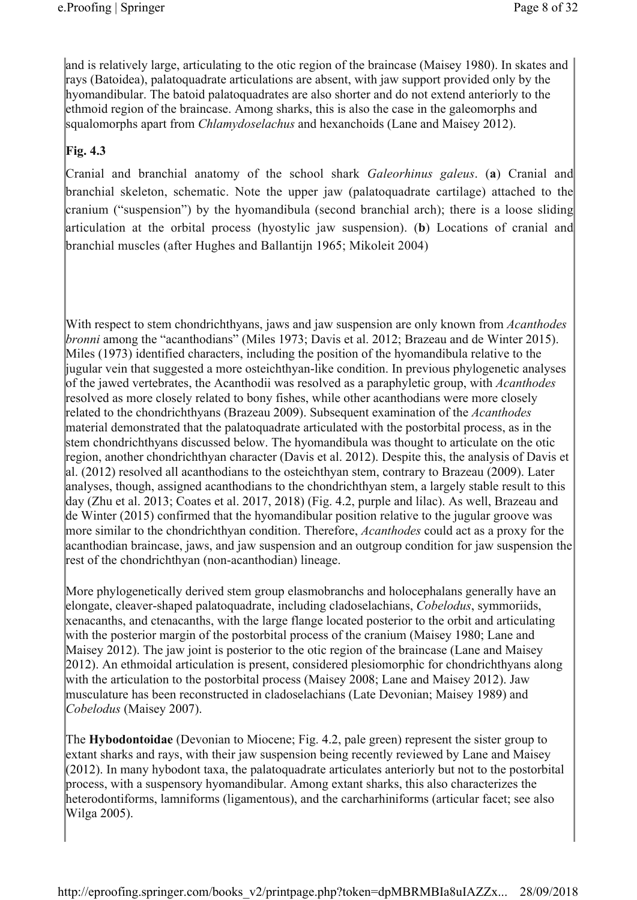and is relatively large, articulating to the otic region of the braincase (Maisey 1980). In skates and rays (Batoidea), palatoquadrate articulations are absent, with jaw support provided only by the hyomandibular. The batoid palatoquadrates are also shorter and do not extend anteriorly to the ethmoid region of the braincase. Among sharks, this is also the case in the galeomorphs and squalomorphs apart from *Chlamydoselachus* and hexanchoids (Lane and Maisey 2012).

**Fig. 4.3**

Cranial and branchial anatomy of the school shark *Galeorhinus galeus*. (**a**) Cranial and branchial skeleton, schematic. Note the upper jaw (palatoquadrate cartilage) attached to the cranium ("suspension") by the hyomandibula (second branchial arch); there is a loose sliding articulation at the orbital process (hyostylic jaw suspension). (**b**) Locations of cranial and branchial muscles (after Hughes and Ballantijn 1965; Mikoleit 2004)

With respect to stem chondrichthyans, jaws and jaw suspension are only known from *Acanthodes bronni* among the "acanthodians" (Miles 1973; Davis et al. 2012; Brazeau and de Winter 2015). Miles (1973) identified characters, including the position of the hyomandibula relative to the jugular vein that suggested a more osteichthyan-like condition. In previous phylogenetic analyses of the jawed vertebrates, the Acanthodii was resolved as a paraphyletic group, with *Acanthodes* resolved as more closely related to bony fishes, while other acanthodians were more closely related to the chondrichthyans (Brazeau 2009). Subsequent examination of the *Acanthodes* material demonstrated that the palatoquadrate articulated with the postorbital process, as in the stem chondrichthyans discussed below. The hyomandibula was thought to articulate on the otic region, another chondrichthyan character (Davis et al. 2012). Despite this, the analysis of Davis et al. (2012) resolved all acanthodians to the osteichthyan stem, contrary to Brazeau (2009). Later analyses, though, assigned acanthodians to the chondrichthyan stem, a largely stable result to this day (Zhu et al. 2013; Coates et al. 2017, 2018) (Fig. 4.2, purple and lilac). As well, Brazeau and de Winter (2015) confirmed that the hyomandibular position relative to the jugular groove was more similar to the chondrichthyan condition. Therefore, *Acanthodes* could act as a proxy for the acanthodian braincase, jaws, and jaw suspension and an outgroup condition for jaw suspension the rest of the chondrichthyan (non-acanthodian) lineage.

More phylogenetically derived stem group elasmobranchs and holocephalans generally have an elongate, cleaver-shaped palatoquadrate, including cladoselachians, *Cobelodus*, symmoriids, xenacanths, and ctenacanths, with the large flange located posterior to the orbit and articulating with the posterior margin of the postorbital process of the cranium (Maisey 1980; Lane and Maisey 2012). The jaw joint is posterior to the otic region of the braincase (Lane and Maisey 2012). An ethmoidal articulation is present, considered plesiomorphic for chondrichthyans along with the articulation to the postorbital process (Maisey 2008; Lane and Maisey 2012). Jaw musculature has been reconstructed in cladoselachians (Late Devonian; Maisey 1989) and *Cobelodus* (Maisey 2007).

The **Hybodontoidae** (Devonian to Miocene; Fig. 4.2, pale green) represent the sister group to extant sharks and rays, with their jaw suspension being recently reviewed by Lane and Maisey (2012). In many hybodont taxa, the palatoquadrate articulates anteriorly but not to the postorbital process, with a suspensory hyomandibular. Among extant sharks, this also characterizes the heterodontiforms, lamniforms (ligamentous), and the carcharhiniforms (articular facet; see also Wilga 2005).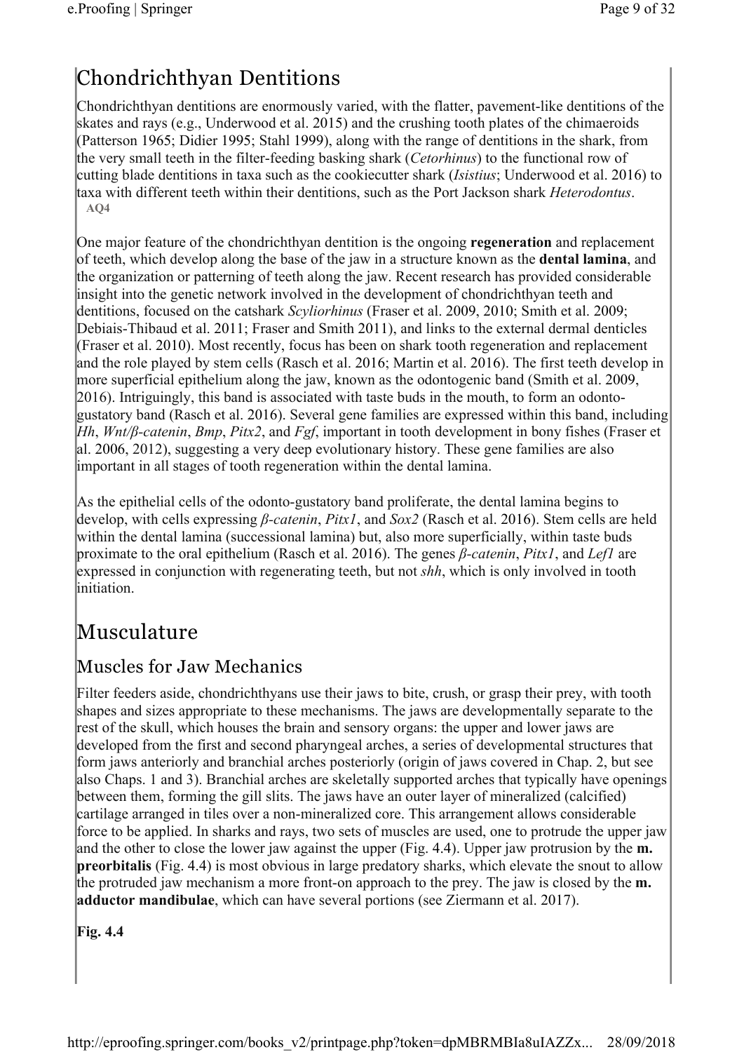# Chondrichthyan Dentitions

Chondrichthyan dentitions are enormously varied, with the flatter, pavement-like dentitions of the skates and rays (e.g., Underwood et al. 2015) and the crushing tooth plates of the chimaeroids (Patterson 1965; Didier 1995; Stahl 1999), along with the range of dentitions in the shark, from the very small teeth in the filter-feeding basking shark (*Cetorhinus*) to the functional row of cutting blade dentitions in taxa such as the cookiecutter shark (*Isistius*; Underwood et al. 2016) to taxa with different teeth within their dentitions, such as the Port Jackson shark *Heterodontus*. AQ4

One major feature of the chondrichthyan dentition is the ongoing **regeneration** and replacement of teeth, which develop along the base of the jaw in a structure known as the **dental lamina**, and the organization or patterning of teeth along the jaw. Recent research has provided considerable insight into the genetic network involved in the development of chondrichthyan teeth and dentitions, focused on the catshark *Scyliorhinus* (Fraser et al. 2009, 2010; Smith et al. 2009; Debiais-Thibaud et al. 2011; Fraser and Smith 2011), and links to the external dermal denticles (Fraser et al. 2010). Most recently, focus has been on shark tooth regeneration and replacement and the role played by stem cells (Rasch et al. 2016; Martin et al. 2016). The first teeth develop in more superficial epithelium along the jaw, known as the odontogenic band (Smith et al. 2009, 2016). Intriguingly, this band is associated with taste buds in the mouth, to form an odonto-gustatory band (Rasch et al. 2016). Several gene families are expressed within this band, including *Hh*, *Wnt/β-catenin*, *Bmp*, *Pitx2*, and *Fgf*, important in tooth development in bony fishes (Fraser et al. 2006, 2012), suggesting a very deep evolutionary history. These gene families are also important in all stages of tooth regeneration within the dental lamina.

As the epithelial cells of the odonto-gustatory band proliferate, the dental lamina begins to develop, with cells expressing *β-catenin*, *Pitx1*, and *Sox2* (Rasch et al. 2016). Stem cells are held within the dental lamina (successional lamina) but, also more superficially, within taste buds proximate to the oral epithelium (Rasch et al. 2016). The genes *β-catenin*, *Pitx1*, and *Lef1* are expressed in conjunction with regenerating teeth, but not *shh*, which is only involved in tooth initiation.

# Musculature

## Muscles for Jaw Mechanics

Filter feeders aside, chondrichthyans use their jaws to bite, crush, or grasp their prey, with tooth shapes and sizes appropriate to these mechanisms. The jaws are developmentally separate to the rest of the skull, which houses the brain and sensory organs: the upper and lower jaws are developed from the first and second pharyngeal arches, a series of developmental structures that form jaws anteriorly and branchial arches posteriorly (origin of jaws covered in Chap. 2, but see also Chaps. 1 and 3). Branchial arches are skeletally supported arches that typically have openings between them, forming the gill slits. The jaws have an outer layer of mineralized (calcified) cartilage arranged in tiles over a non-mineralized core. This arrangement allows considerable force to be applied. In sharks and rays, two sets of muscles are used, one to protrude the upper jaw and the other to close the lower jaw against the upper (Fig. 4.4). Upper jaw protrusion by the **m. preorbitalis** (Fig. 4.4) is most obvious in large predatory sharks, which elevate the snout to allow the protruded jaw mechanism a more front-on approach to the prey. The jaw is closed by the **m. adductor mandibulae**, which can have several portions (see Ziermann et al. 2017).

**Fig. 4.4**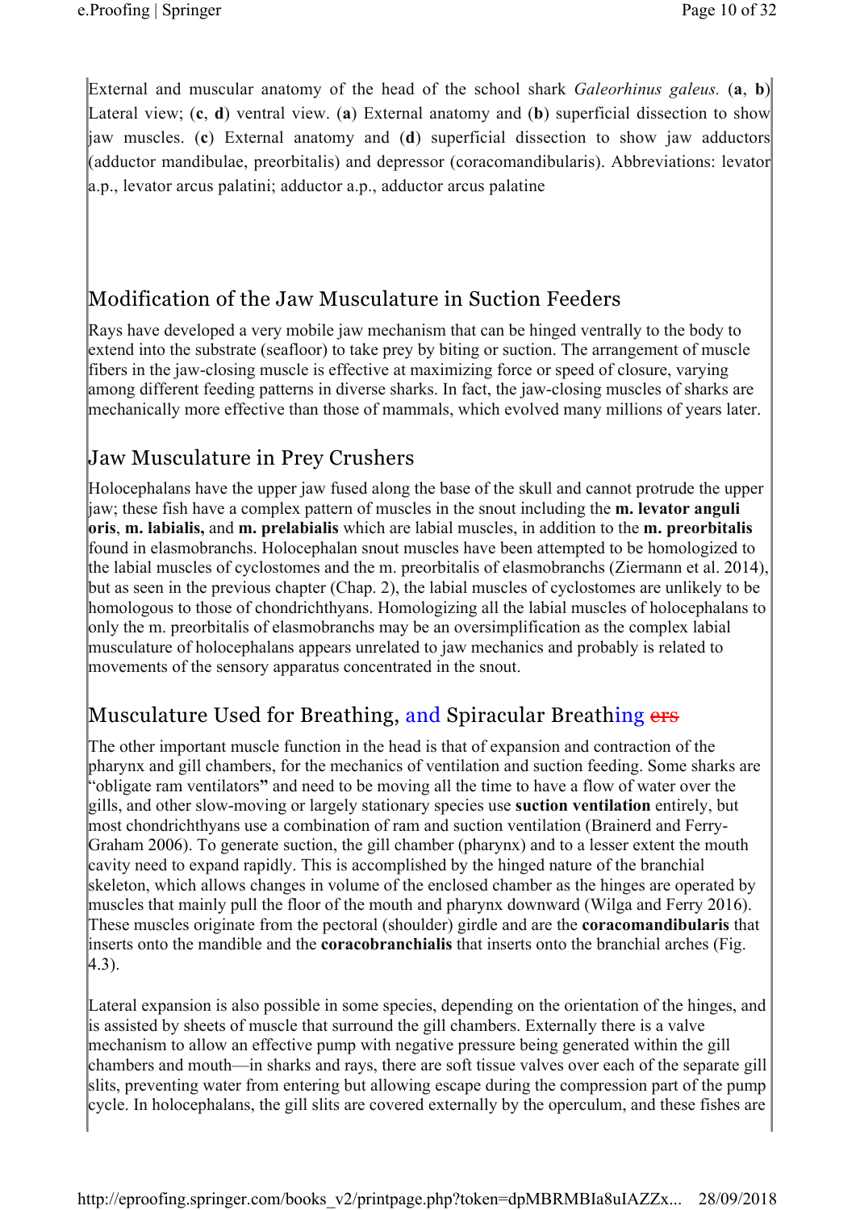External and muscular anatomy of the head of the school shark *Galeorhinus galeus.* (**a**, **b**) Lateral view; (**c**, **d**) ventral view. (**a**) External anatomy and (**b**) superficial dissection to show jaw muscles. (**c**) External anatomy and (**d**) superficial dissection to show jaw adductors (adductor mandibulae, preorbitalis) and depressor (coracomandibularis). Abbreviations: levator a.p., levator arcus palatini; adductor a.p., adductor arcus palatine

## Modification of the Jaw Musculature in Suction Feeders

Rays have developed a very mobile jaw mechanism that can be hinged ventrally to the body to extend into the substrate (seafloor) to take prey by biting or suction. The arrangement of muscle fibers in the jaw-closing muscle is effective at maximizing force or speed of closure, varying among different feeding patterns in diverse sharks. In fact, the jaw-closing muscles of sharks are mechanically more effective than those of mammals, which evolved many millions of years later.

## Jaw Musculature in Prey Crushers

Holocephalans have the upper jaw fused along the base of the skull and cannot protrude the upper jaw; these fish have a complex pattern of muscles in the snout including the **m. levator anguli oris**, **m. labialis,** and **m. prelabialis** which are labial muscles, in addition to the **m. preorbitalis** found in elasmobranchs. Holocephalan snout muscles have been attempted to be homologized to the labial muscles of cyclostomes and the m. preorbitalis of elasmobranchs (Ziermann et al. 2014), but as seen in the previous chapter (Chap. 2), the labial muscles of cyclostomes are unlikely to be homologous to those of chondrichthyans. Homologizing all the labial muscles of holocephalans to only the m. preorbitalis of elasmobranchs may be an oversimplification as the complex labial musculature of holocephalans appears unrelated to jaw mechanics and probably is related to movements of the sensory apparatus concentrated in the snout.

## Musculature Used for Breathing, and Spiracular Breathing ~~ers~~

The other important muscle function in the head is that of expansion and contraction of the pharynx and gill chambers, for the mechanics of ventilation and suction feeding. Some sharks are "obligate ram ventilators" and need to be moving all the time to have a flow of water over the gills, and other slow-moving or largely stationary species use **suction ventilation** entirely, but most chondrichthyans use a combination of ram and suction ventilation (Brainerd and Ferry-Graham 2006). To generate suction, the gill chamber (pharynx) and to a lesser extent the mouth cavity need to expand rapidly. This is accomplished by the hinged nature of the branchial skeleton, which allows changes in volume of the enclosed chamber as the hinges are operated by muscles that mainly pull the floor of the mouth and pharynx downward (Wilga and Ferry 2016). These muscles originate from the pectoral (shoulder) girdle and are the **coracomandibularis** that inserts onto the mandible and the **coracobranchialis** that inserts onto the branchial arches (Fig. 4.3).

Lateral expansion is also possible in some species, depending on the orientation of the hinges, and is assisted by sheets of muscle that surround the gill chambers. Externally there is a valve mechanism to allow an effective pump with negative pressure being generated within the gill chambers and mouth—in sharks and rays, there are soft tissue valves over each of the separate gill slits, preventing water from entering but allowing escape during the compression part of the pump cycle. In holocephalans, the gill slits are covered externally by the operculum, and these fishes are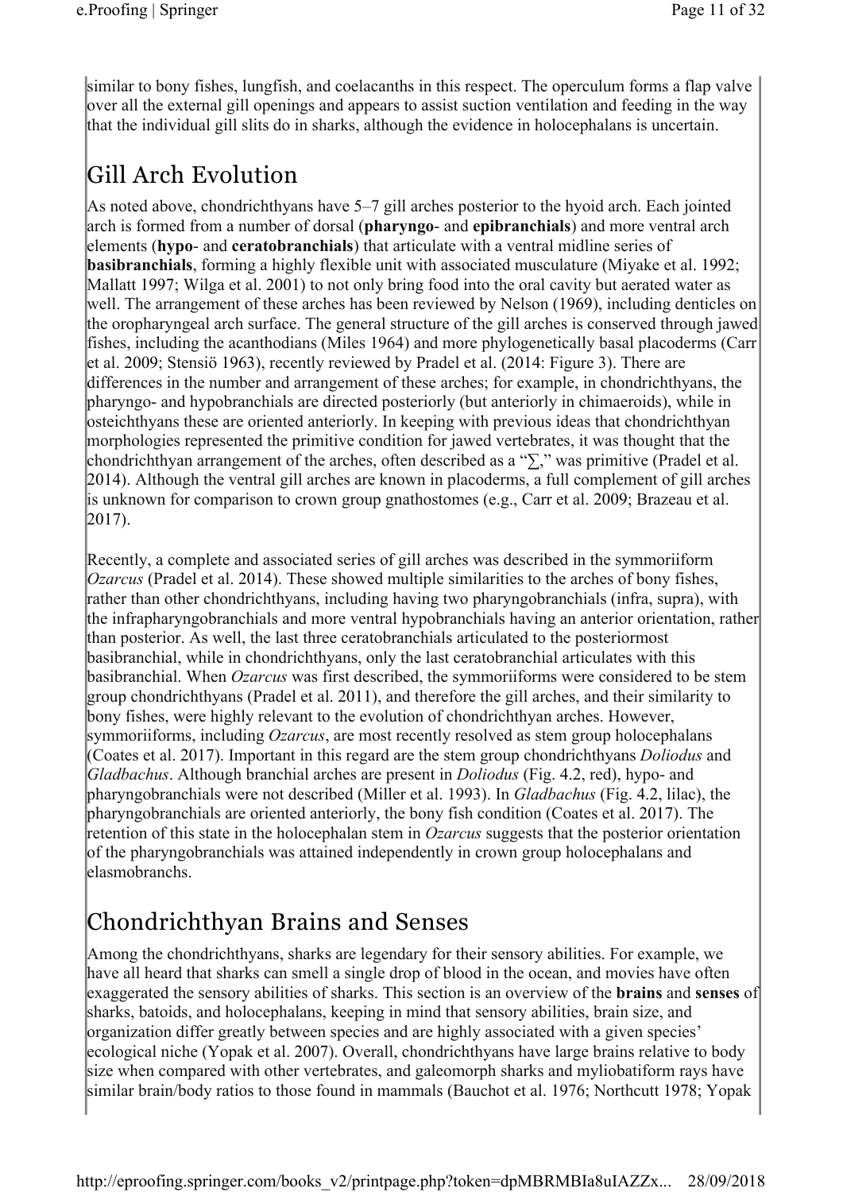similar to bony fishes, lungfish, and coelacanths in this respect. The operculum forms a flap valve over all the external gill openings and appears to assist suction ventilation and feeding in the way that the individual gill slits do in sharks, although the evidence in holocephalans is uncertain.

## Gill Arch Evolution

As noted above, chondrichthyans have 5–7 gill arches posterior to the hyoid arch. Each jointed arch is formed from a number of dorsal (**pharyngo**- and **epibranchials**) and more ventral arch elements (**hypo**- and **ceratobranchials**) that articulate with a ventral midline series of **basibranchials**, forming a highly flexible unit with associated musculature (Miyake et al. 1992; Mallatt 1997; Wilga et al. 2001) to not only bring food into the oral cavity but aerated water as well. The arrangement of these arches has been reviewed by Nelson (1969), including denticles on the oropharyngeal arch surface. The general structure of the gill arches is conserved through jawed fishes, including the acanthodians (Miles 1964) and more phylogenetically basal placoderms (Carr et al. 2009; Stensiö 1963), recently reviewed by Pradel et al. (2014: Figure 3). There are differences in the number and arrangement of these arches; for example, in chondrichthyans, the pharyngo- and hypobranchials are directed posteriorly (but anteriorly in chimaeroids), while in osteichthyans these are oriented anteriorly. In keeping with previous ideas that chondrichthyan morphologies represented the primitive condition for jawed vertebrates, it was thought that the chondrichthyan arrangement of the arches, often described as a "∑," was primitive (Pradel et al. 2014). Although the ventral gill arches are known in placoderms, a full complement of gill arches is unknown for comparison to crown group gnathostomes (e.g., Carr et al. 2009; Brazeau et al. 2017).

Recently, a complete and associated series of gill arches was described in the symmoriiform *Ozarcus* (Pradel et al. 2014). These showed multiple similarities to the arches of bony fishes, rather than other chondrichthyans, including having two pharyngobranchials (infra, supra), with the infrapharyngobranchials and more ventral hypobranchials having an anterior orientation, rather than posterior. As well, the last three ceratobranchials articulated to the posteriormost basibranchial, while in chondrichthyans, only the last ceratobranchial articulates with this basibranchial. When *Ozarcus* was first described, the symmoriiforms were considered to be stem group chondrichthyans (Pradel et al. 2011), and therefore the gill arches, and their similarity to bony fishes, were highly relevant to the evolution of chondrichthyan arches. However, symmoriiforms, including *Ozarcus*, are most recently resolved as stem group holocephalans (Coates et al. 2017). Important in this regard are the stem group chondrichthyans *Doliodus* and *Gladbachus*. Although branchial arches are present in *Doliodus* (Fig. 4.2, red), hypo- and pharyngobranchials were not described (Miller et al. 1993). In *Gladbachus* (Fig. 4.2, lilac), the pharyngobranchials are oriented anteriorly, the bony fish condition (Coates et al. 2017). The retention of this state in the holocephalan stem in *Ozarcus* suggests that the posterior orientation of the pharyngobranchials was attained independently in crown group holocephalans and elasmobranchs.

## Chondrichthyan Brains and Senses

Among the chondrichthyans, sharks are legendary for their sensory abilities. For example, we have all heard that sharks can smell a single drop of blood in the ocean, and movies have often exaggerated the sensory abilities of sharks. This section is an overview of the **brains** and **senses** of sharks, batoids, and holocephalans, keeping in mind that sensory abilities, brain size, and organization differ greatly between species and are highly associated with a given species' ecological niche (Yopak et al. 2007). Overall, chondrichthyans have large brains relative to body size when compared with other vertebrates, and galeomorph sharks and myliobatiform rays have similar brain/body ratios to those found in mammals (Bauchot et al. 1976; Northcutt 1978; Yopak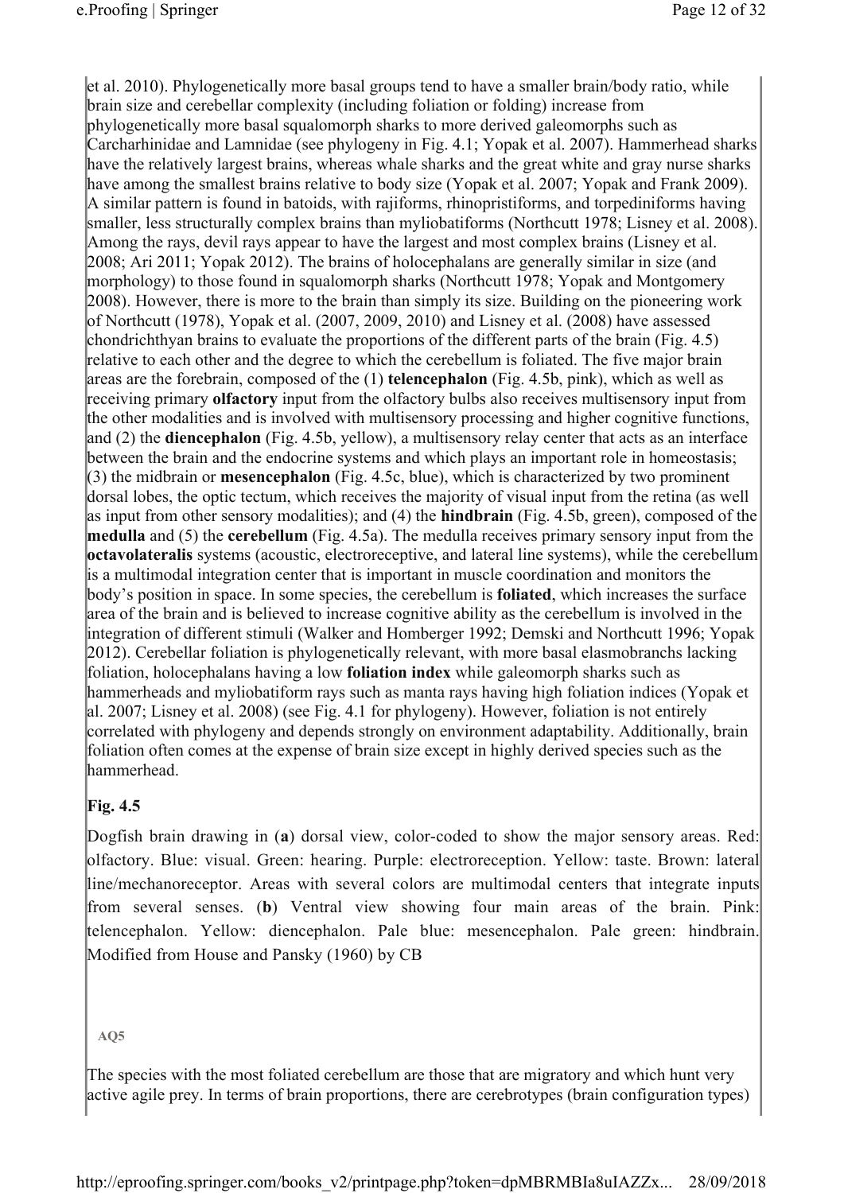et al. 2010). Phylogenetically more basal groups tend to have a smaller brain/body ratio, while brain size and cerebellar complexity (including foliation or folding) increase from phylogenetically more basal squalomorph sharks to more derived galeomorphs such as Carcharhinidae and Lamnidae (see phylogeny in Fig. 4.1; Yopak et al. 2007). Hammerhead sharks have the relatively largest brains, whereas whale sharks and the great white and gray nurse sharks have among the smallest brains relative to body size (Yopak et al. 2007; Yopak and Frank 2009). A similar pattern is found in batoids, with rajiforms, rhinopristiforms, and torpediniforms having smaller, less structurally complex brains than myliobatiforms (Northcutt 1978; Lisney et al. 2008). Among the rays, devil rays appear to have the largest and most complex brains (Lisney et al. 2008; Ari 2011; Yopak 2012). The brains of holocephalans are generally similar in size (and morphology) to those found in squalomorph sharks (Northcutt 1978; Yopak and Montgomery 2008). However, there is more to the brain than simply its size. Building on the pioneering work of Northcutt (1978), Yopak et al. (2007, 2009, 2010) and Lisney et al. (2008) have assessed chondrichthyan brains to evaluate the proportions of the different parts of the brain (Fig. 4.5) relative to each other and the degree to which the cerebellum is foliated. The five major brain areas are the forebrain, composed of the (1) **telencephalon** (Fig. 4.5b, pink), which as well as receiving primary **olfactory** input from the olfactory bulbs also receives multisensory input from the other modalities and is involved with multisensory processing and higher cognitive functions, and (2) the **diencephalon** (Fig. 4.5b, yellow), a multisensory relay center that acts as an interface between the brain and the endocrine systems and which plays an important role in homeostasis; (3) the midbrain or **mesencephalon** (Fig. 4.5c, blue), which is characterized by two prominent dorsal lobes, the optic tectum, which receives the majority of visual input from the retina (as well as input from other sensory modalities); and (4) the **hindbrain** (Fig. 4.5b, green), composed of the **medulla** and (5) the **cerebellum** (Fig. 4.5a). The medulla receives primary sensory input from the **octavolateralis** systems (acoustic, electroreceptive, and lateral line systems), while the cerebellum is a multimodal integration center that is important in muscle coordination and monitors the body's position in space. In some species, the cerebellum is **foliated**, which increases the surface area of the brain and is believed to increase cognitive ability as the cerebellum is involved in the integration of different stimuli (Walker and Homberger 1992; Demski and Northcutt 1996; Yopak 2012). Cerebellar foliation is phylogenetically relevant, with more basal elasmobranchs lacking foliation, holocephalans having a low **foliation index** while galeomorph sharks such as hammerheads and myliobatiform rays such as manta rays having high foliation indices (Yopak et al. 2007; Lisney et al. 2008) (see Fig. 4.1 for phylogeny). However, foliation is not entirely correlated with phylogeny and depends strongly on environment adaptability. Additionally, brain foliation often comes at the expense of brain size except in highly derived species such as the hammerhead.

**Fig. 4.5**

Dogfish brain drawing in (**a**) dorsal view, color-coded to show the major sensory areas. Red: olfactory. Blue: visual. Green: hearing. Purple: electroreception. Yellow: taste. Brown: lateral line/mechanoreceptor. Areas with several colors are multimodal centers that integrate inputs from several senses. (**b**) Ventral view showing four main areas of the brain. Pink: telencephalon. Yellow: diencephalon. Pale blue: mesencephalon. Pale green: hindbrain. Modified from House and Pansky (1960) by CB

AQ5

The species with the most foliated cerebellum are those that are migratory and which hunt very active agile prey. In terms of brain proportions, there are cerebrotypes (brain configuration types)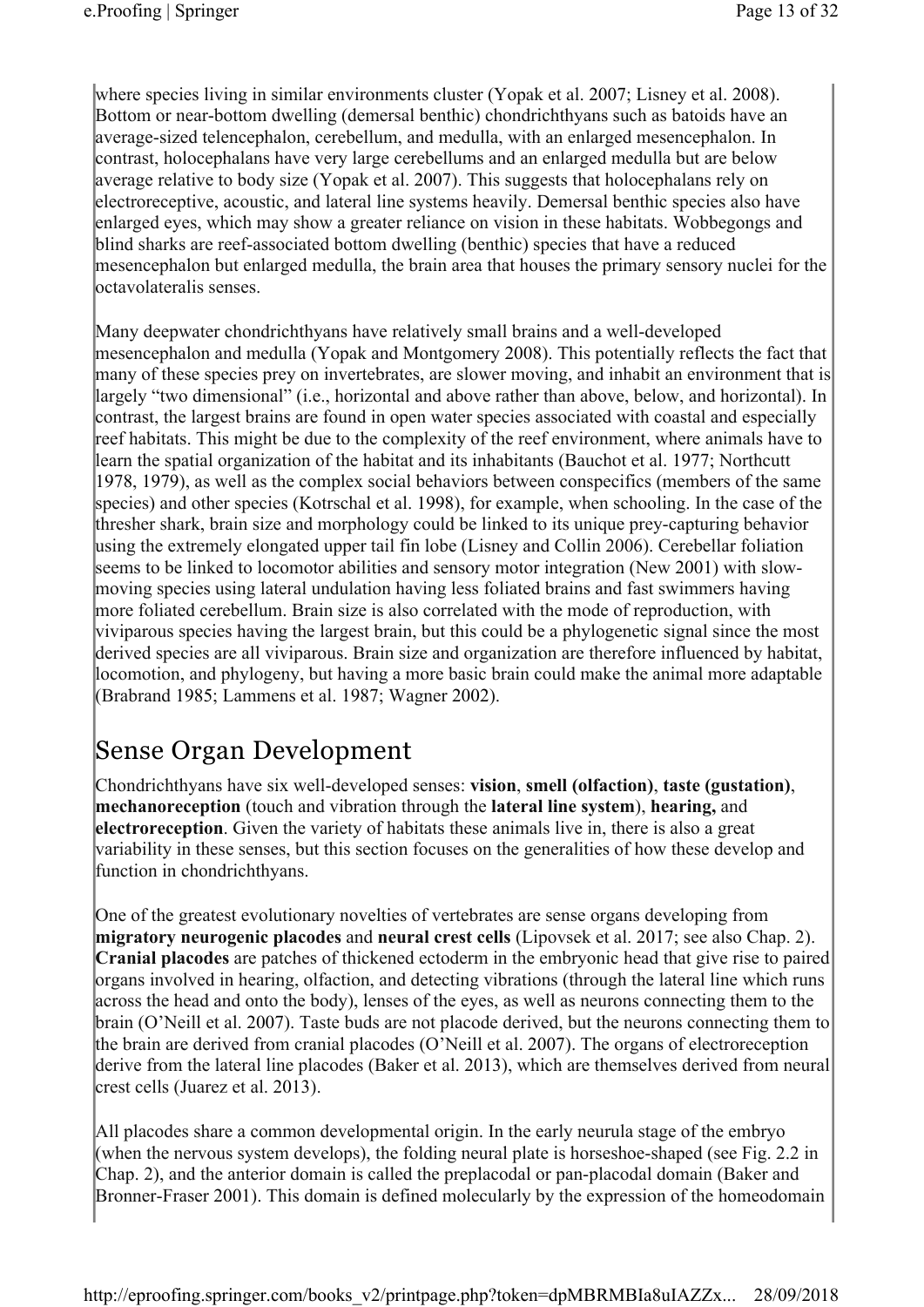where species living in similar environments cluster (Yopak et al. 2007; Lisney et al. 2008). Bottom or near-bottom dwelling (demersal benthic) chondrichthyans such as batoids have an average-sized telencephalon, cerebellum, and medulla, with an enlarged mesencephalon. In contrast, holocephalans have very large cerebellums and an enlarged medulla but are below average relative to body size (Yopak et al. 2007). This suggests that holocephalans rely on electroreceptive, acoustic, and lateral line systems heavily. Demersal benthic species also have enlarged eyes, which may show a greater reliance on vision in these habitats. Wobbegongs and blind sharks are reef-associated bottom dwelling (benthic) species that have a reduced mesencephalon but enlarged medulla, the brain area that houses the primary sensory nuclei for the octavolateralis senses.

Many deepwater chondrichthyans have relatively small brains and a well-developed mesencephalon and medulla (Yopak and Montgomery 2008). This potentially reflects the fact that many of these species prey on invertebrates, are slower moving, and inhabit an environment that is largely "two dimensional" (i.e., horizontal and above rather than above, below, and horizontal). In contrast, the largest brains are found in open water species associated with coastal and especially reef habitats. This might be due to the complexity of the reef environment, where animals have to learn the spatial organization of the habitat and its inhabitants (Bauchot et al. 1977; Northcutt 1978, 1979), as well as the complex social behaviors between conspecifics (members of the same species) and other species (Kotrschal et al. 1998), for example, when schooling. In the case of the thresher shark, brain size and morphology could be linked to its unique prey-capturing behavior using the extremely elongated upper tail fin lobe (Lisney and Collin 2006). Cerebellar foliation seems to be linked to locomotor abilities and sensory motor integration (New 2001) with slow-moving species using lateral undulation having less foliated brains and fast swimmers having more foliated cerebellum. Brain size is also correlated with the mode of reproduction, with viviparous species having the largest brain, but this could be a phylogenetic signal since the most derived species are all viviparous. Brain size and organization are therefore influenced by habitat, locomotion, and phylogeny, but having a more basic brain could make the animal more adaptable (Brabrand 1985; Lammens et al. 1987; Wagner 2002).

## Sense Organ Development

Chondrichthyans have six well-developed senses: **vision**, **smell (olfaction)**, **taste (gustation)**, **mechanoreception** (touch and vibration through the **lateral line system**), **hearing,** and **electroreception**. Given the variety of habitats these animals live in, there is also a great variability in these senses, but this section focuses on the generalities of how these develop and function in chondrichthyans.

One of the greatest evolutionary novelties of vertebrates are sense organs developing from **migratory neurogenic placodes** and **neural crest cells** (Lipovsek et al. 2017; see also Chap. 2). **Cranial placodes** are patches of thickened ectoderm in the embryonic head that give rise to paired organs involved in hearing, olfaction, and detecting vibrations (through the lateral line which runs across the head and onto the body), lenses of the eyes, as well as neurons connecting them to the brain (O'Neill et al. 2007). Taste buds are not placode derived, but the neurons connecting them to the brain are derived from cranial placodes (O'Neill et al. 2007). The organs of electroreception derive from the lateral line placodes (Baker et al. 2013), which are themselves derived from neural crest cells (Juarez et al. 2013).

All placodes share a common developmental origin. In the early neurula stage of the embryo (when the nervous system develops), the folding neural plate is horseshoe-shaped (see Fig. 2.2 in Chap. 2), and the anterior domain is called the preplacodal or pan-placodal domain (Baker and Bronner-Fraser 2001). This domain is defined molecularly by the expression of the homeodomain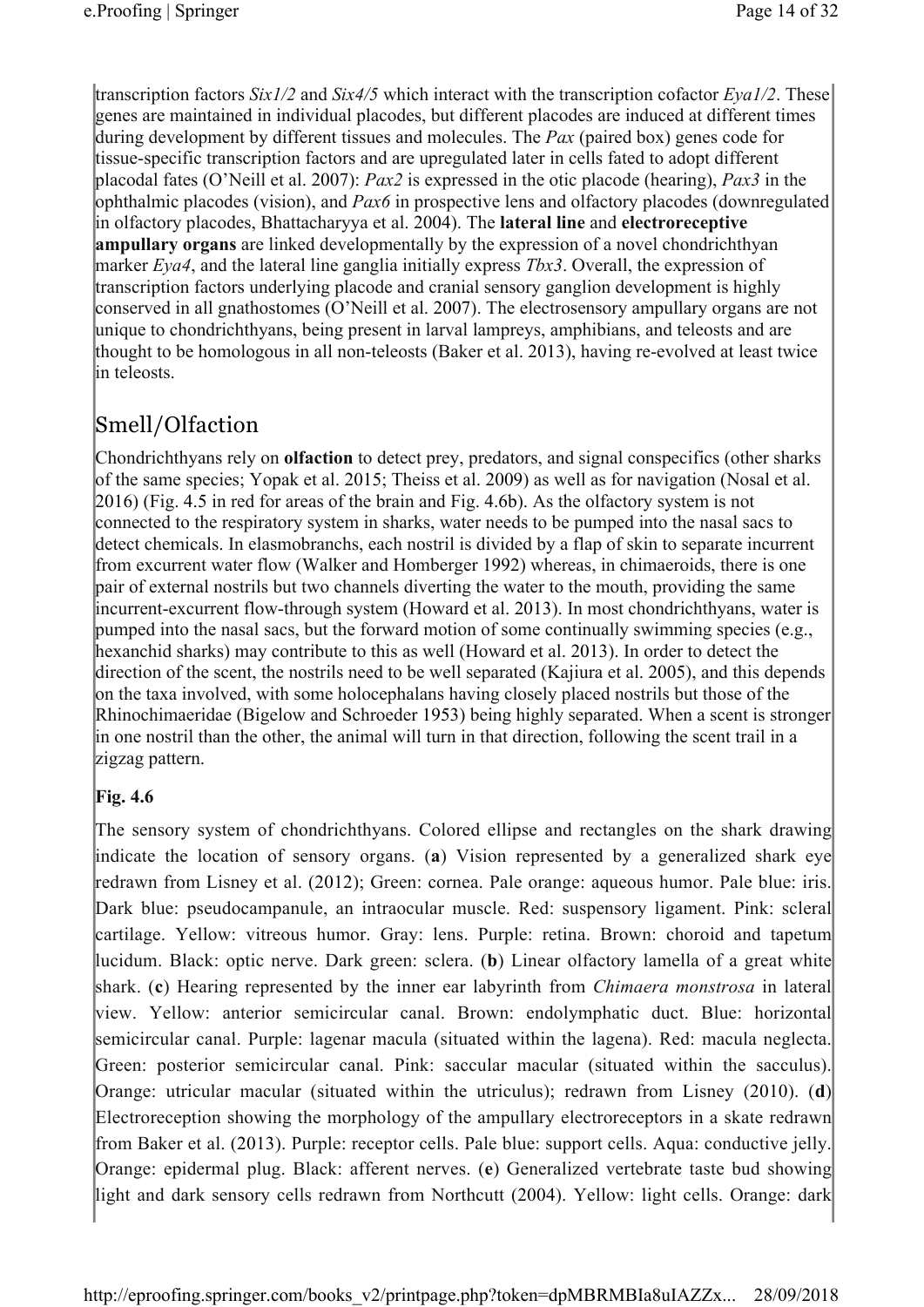transcription factors *Six1/2* and *Six4/5* which interact with the transcription cofactor *Eya1/2*. These genes are maintained in individual placodes, but different placodes are induced at different times during development by different tissues and molecules. The *Pax* (paired box) genes code for tissue-specific transcription factors and are upregulated later in cells fated to adopt different placodal fates (O'Neill et al. 2007): *Pax2* is expressed in the otic placode (hearing), *Pax3* in the ophthalmic placodes (vision), and *Pax6* in prospective lens and olfactory placodes (downregulated in olfactory placodes, Bhattacharyya et al. 2004). The **lateral line** and **electroreceptive ampullary organs** are linked developmentally by the expression of a novel chondrichthyan marker *Eya4*, and the lateral line ganglia initially express *Tbx3*. Overall, the expression of transcription factors underlying placode and cranial sensory ganglion development is highly conserved in all gnathostomes (O'Neill et al. 2007). The electrosensory ampullary organs are not unique to chondrichthyans, being present in larval lampreys, amphibians, and teleosts and are thought to be homologous in all non-teleosts (Baker et al. 2013), having re-evolved at least twice in teleosts.

## Smell/Olfaction

Chondrichthyans rely on **olfaction** to detect prey, predators, and signal conspecifics (other sharks of the same species; Yopak et al. 2015; Theiss et al. 2009) as well as for navigation (Nosal et al. 2016) (Fig. 4.5 in red for areas of the brain and Fig. 4.6b). As the olfactory system is not connected to the respiratory system in sharks, water needs to be pumped into the nasal sacs to detect chemicals. In elasmobranchs, each nostril is divided by a flap of skin to separate incurrent from excurrent water flow (Walker and Homberger 1992) whereas, in chimaeroids, there is one pair of external nostrils but two channels diverting the water to the mouth, providing the same incurrent-excurrent flow-through system (Howard et al. 2013). In most chondrichthyans, water is pumped into the nasal sacs, but the forward motion of some continually swimming species (e.g., hexanchid sharks) may contribute to this as well (Howard et al. 2013). In order to detect the direction of the scent, the nostrils need to be well separated (Kajiura et al. 2005), and this depends on the taxa involved, with some holocephalans having closely placed nostrils but those of the Rhinochimaeridae (Bigelow and Schroeder 1953) being highly separated. When a scent is stronger in one nostril than the other, the animal will turn in that direction, following the scent trail in a zigzag pattern.

**Fig. 4.6**

The sensory system of chondrichthyans. Colored ellipse and rectangles on the shark drawing indicate the location of sensory organs. (**a**) Vision represented by a generalized shark eye redrawn from Lisney et al. (2012); Green: cornea. Pale orange: aqueous humor. Pale blue: iris. Dark blue: pseudocampanule, an intraocular muscle. Red: suspensory ligament. Pink: scleral cartilage. Yellow: vitreous humor. Gray: lens. Purple: retina. Brown: choroid and tapetum lucidum. Black: optic nerve. Dark green: sclera. (**b**) Linear olfactory lamella of a great white shark. (**c**) Hearing represented by the inner ear labyrinth from *Chimaera monstrosa* in lateral view. Yellow: anterior semicircular canal. Brown: endolymphatic duct. Blue: horizontal semicircular canal. Purple: lagenar macula (situated within the lagena). Red: macula neglecta. Green: posterior semicircular canal. Pink: saccular macular (situated within the sacculus). Orange: utricular macular (situated within the utriculus); redrawn from Lisney (2010). (**d**) Electroreception showing the morphology of the ampullary electroreceptors in a skate redrawn from Baker et al. (2013). Purple: receptor cells. Pale blue: support cells. Aqua: conductive jelly. Orange: epidermal plug. Black: afferent nerves. (**e**) Generalized vertebrate taste bud showing light and dark sensory cells redrawn from Northcutt (2004). Yellow: light cells. Orange: dark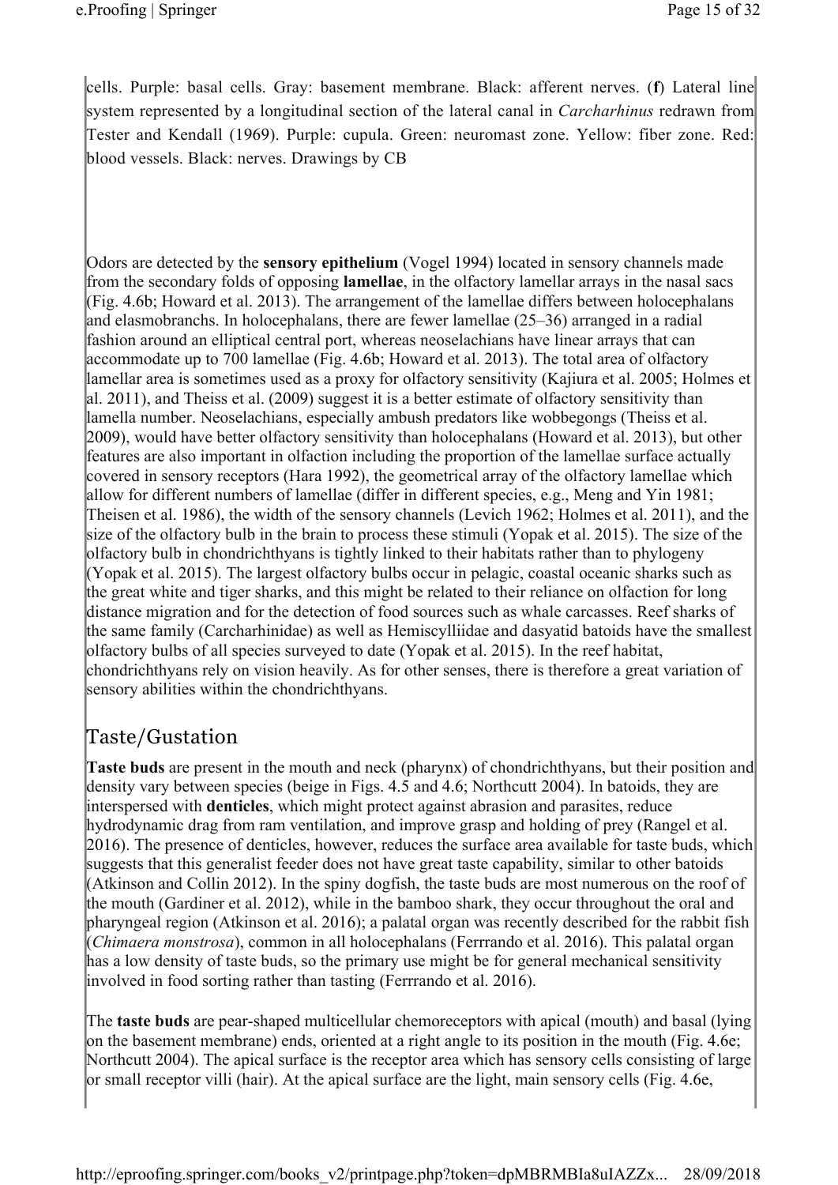cells. Purple: basal cells. Gray: basement membrane. Black: afferent nerves. (**f**) Lateral line system represented by a longitudinal section of the lateral canal in *Carcharhinus* redrawn from Tester and Kendall (1969). Purple: cupula. Green: neuromast zone. Yellow: fiber zone. Red: blood vessels. Black: nerves. Drawings by CB

Odors are detected by the **sensory epithelium** (Vogel 1994) located in sensory channels made from the secondary folds of opposing **lamellae**, in the olfactory lamellar arrays in the nasal sacs (Fig. 4.6b; Howard et al. 2013). The arrangement of the lamellae differs between holocephalans and elasmobranchs. In holocephalans, there are fewer lamellae (25–36) arranged in a radial fashion around an elliptical central port, whereas neoselachians have linear arrays that can accommodate up to 700 lamellae (Fig. 4.6b; Howard et al. 2013). The total area of olfactory lamellar area is sometimes used as a proxy for olfactory sensitivity (Kajiura et al. 2005; Holmes et al. 2011), and Theiss et al. (2009) suggest it is a better estimate of olfactory sensitivity than lamella number. Neoselachians, especially ambush predators like wobbegongs (Theiss et al. 2009), would have better olfactory sensitivity than holocephalans (Howard et al. 2013), but other features are also important in olfaction including the proportion of the lamellae surface actually covered in sensory receptors (Hara 1992), the geometrical array of the olfactory lamellae which allow for different numbers of lamellae (differ in different species, e.g., Meng and Yin 1981; Theisen et al. 1986), the width of the sensory channels (Levich 1962; Holmes et al. 2011), and the size of the olfactory bulb in the brain to process these stimuli (Yopak et al. 2015). The size of the olfactory bulb in chondrichthyans is tightly linked to their habitats rather than to phylogeny (Yopak et al. 2015). The largest olfactory bulbs occur in pelagic, coastal oceanic sharks such as the great white and tiger sharks, and this might be related to their reliance on olfaction for long distance migration and for the detection of food sources such as whale carcasses. Reef sharks of the same family (Carcharhinidae) as well as Hemiscylliidae and dasyatid batoids have the smallest olfactory bulbs of all species surveyed to date (Yopak et al. 2015). In the reef habitat, chondrichthyans rely on vision heavily. As for other senses, there is therefore a great variation of sensory abilities within the chondrichthyans.

## Taste/Gustation

**Taste buds** are present in the mouth and neck (pharynx) of chondrichthyans, but their position and density vary between species (beige in Figs. 4.5 and 4.6; Northcutt 2004). In batoids, they are interspersed with **denticles**, which might protect against abrasion and parasites, reduce hydrodynamic drag from ram ventilation, and improve grasp and holding of prey (Rangel et al. 2016). The presence of denticles, however, reduces the surface area available for taste buds, which suggests that this generalist feeder does not have great taste capability, similar to other batoids (Atkinson and Collin 2012). In the spiny dogfish, the taste buds are most numerous on the roof of the mouth (Gardiner et al. 2012), while in the bamboo shark, they occur throughout the oral and pharyngeal region (Atkinson et al. 2016); a palatal organ was recently described for the rabbit fish (*Chimaera monstrosa*), common in all holocephalans (Ferrrando et al. 2016). This palatal organ has a low density of taste buds, so the primary use might be for general mechanical sensitivity involved in food sorting rather than tasting (Ferrrando et al. 2016).

The **taste buds** are pear-shaped multicellular chemoreceptors with apical (mouth) and basal (lying on the basement membrane) ends, oriented at a right angle to its position in the mouth (Fig. 4.6e; Northcutt 2004). The apical surface is the receptor area which has sensory cells consisting of large or small receptor villi (hair). At the apical surface are the light, main sensory cells (Fig. 4.6e,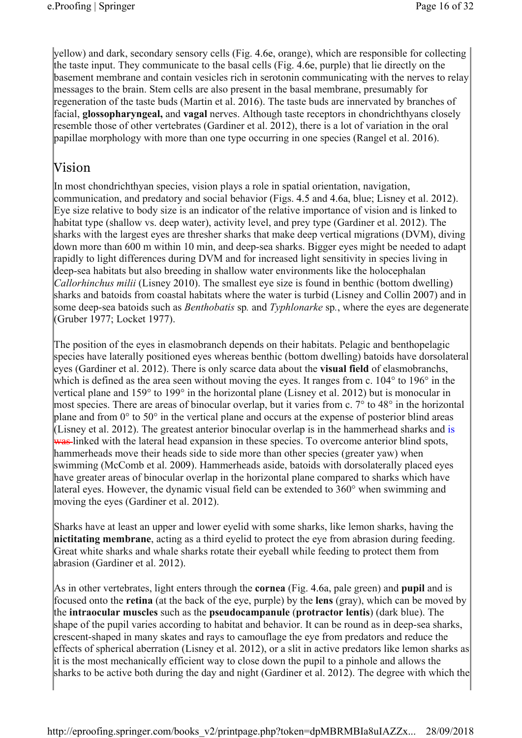yellow) and dark, secondary sensory cells (Fig. 4.6e, orange), which are responsible for collecting the taste input. They communicate to the basal cells (Fig. 4.6e, purple) that lie directly on the basement membrane and contain vesicles rich in serotonin communicating with the nerves to relay messages to the brain. Stem cells are also present in the basal membrane, presumably for regeneration of the taste buds (Martin et al. 2016). The taste buds are innervated by branches of facial, **glossopharyngeal,** and **vagal** nerves. Although taste receptors in chondrichthyans closely resemble those of other vertebrates (Gardiner et al. 2012), there is a lot of variation in the oral papillae morphology with more than one type occurring in one species (Rangel et al. 2016).

## Vision

In most chondrichthyan species, vision plays a role in spatial orientation, navigation, communication, and predatory and social behavior (Figs. 4.5 and 4.6a, blue; Lisney et al. 2012). Eye size relative to body size is an indicator of the relative importance of vision and is linked to habitat type (shallow vs. deep water), activity level, and prey type (Gardiner et al. 2012). The sharks with the largest eyes are thresher sharks that make deep vertical migrations (DVM), diving down more than 600 m within 10 min, and deep-sea sharks. Bigger eyes might be needed to adapt rapidly to light differences during DVM and for increased light sensitivity in species living in deep-sea habitats but also breeding in shallow water environments like the holocephalan *Callorhinchus milii* (Lisney 2010). The smallest eye size is found in benthic (bottom dwelling) sharks and batoids from coastal habitats where the water is turbid (Lisney and Collin 2007) and in some deep-sea batoids such as *Benthobatis* sp*.* and *Typhlonarke* sp*.*, where the eyes are degenerate (Gruber 1977; Locket 1977).

The position of the eyes in elasmobranch depends on their habitats. Pelagic and benthopelagic species have laterally positioned eyes whereas benthic (bottom dwelling) batoids have dorsolateral eyes (Gardiner et al. 2012). There is only scarce data about the **visual field** of elasmobranchs, which is defined as the area seen without moving the eyes. It ranges from c. 104° to 196° in the vertical plane and 159° to 199° in the horizontal plane (Lisney et al. 2012) but is monocular in most species. There are areas of binocular overlap, but it varies from c. 7° to 48° in the horizontal plane and from 0° to 50° in the vertical plane and occurs at the expense of posterior blind areas (Lisney et al. 2012). The greatest anterior binocular overlap is in the hammerhead sharks and is ~~was~~ linked with the lateral head expansion in these species. To overcome anterior blind spots, hammerheads move their heads side to side more than other species (greater yaw) when swimming (McComb et al. 2009). Hammerheads aside, batoids with dorsolaterally placed eyes have greater areas of binocular overlap in the horizontal plane compared to sharks which have lateral eyes. However, the dynamic visual field can be extended to 360° when swimming and moving the eyes (Gardiner et al. 2012).

Sharks have at least an upper and lower eyelid with some sharks, like lemon sharks, having the **nictitating membrane**, acting as a third eyelid to protect the eye from abrasion during feeding. Great white sharks and whale sharks rotate their eyeball while feeding to protect them from abrasion (Gardiner et al. 2012).

As in other vertebrates, light enters through the **cornea** (Fig. 4.6a, pale green) and **pupil** and is focused onto the **retina** (at the back of the eye, purple) by the **lens** (gray), which can be moved by the **intraocular muscles** such as the **pseudocampanule** (**protractor lentis**) (dark blue). The shape of the pupil varies according to habitat and behavior. It can be round as in deep-sea sharks, crescent-shaped in many skates and rays to camouflage the eye from predators and reduce the effects of spherical aberration (Lisney et al. 2012), or a slit in active predators like lemon sharks as it is the most mechanically efficient way to close down the pupil to a pinhole and allows the sharks to be active both during the day and night (Gardiner et al. 2012). The degree with which the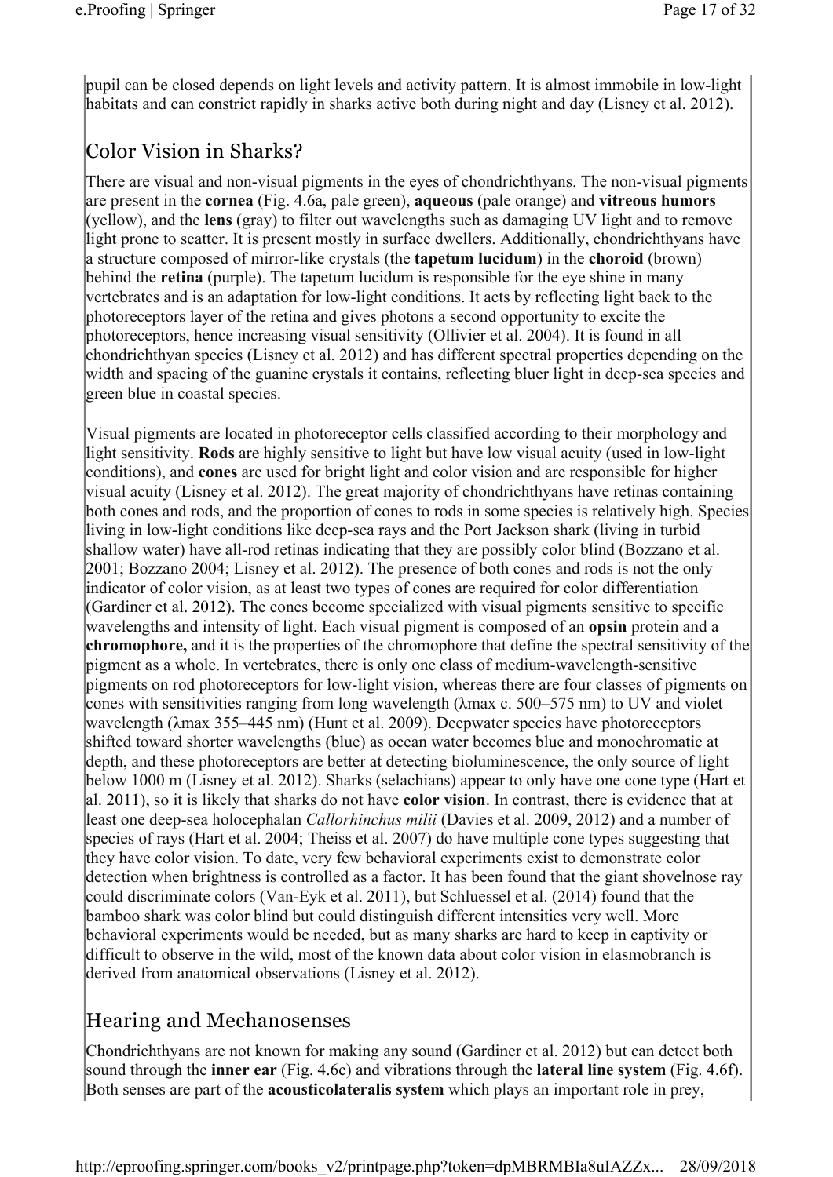pupil can be closed depends on light levels and activity pattern. It is almost immobile in low-light habitats and can constrict rapidly in sharks active both during night and day (Lisney et al. 2012).

## Color Vision in Sharks?

There are visual and non-visual pigments in the eyes of chondrichthyans. The non-visual pigments are present in the **cornea** (Fig. 4.6a, pale green), **aqueous** (pale orange) and **vitreous humors** (yellow), and the **lens** (gray) to filter out wavelengths such as damaging UV light and to remove light prone to scatter. It is present mostly in surface dwellers. Additionally, chondrichthyans have a structure composed of mirror-like crystals (the **tapetum lucidum**) in the **choroid** (brown) behind the **retina** (purple). The tapetum lucidum is responsible for the eye shine in many vertebrates and is an adaptation for low-light conditions. It acts by reflecting light back to the photoreceptors layer of the retina and gives photons a second opportunity to excite the photoreceptors, hence increasing visual sensitivity (Ollivier et al. 2004). It is found in all chondrichthyan species (Lisney et al. 2012) and has different spectral properties depending on the width and spacing of the guanine crystals it contains, reflecting bluer light in deep-sea species and green blue in coastal species.

Visual pigments are located in photoreceptor cells classified according to their morphology and light sensitivity. **Rods** are highly sensitive to light but have low visual acuity (used in low-light conditions), and **cones** are used for bright light and color vision and are responsible for higher visual acuity (Lisney et al. 2012). The great majority of chondrichthyans have retinas containing both cones and rods, and the proportion of cones to rods in some species is relatively high. Species living in low-light conditions like deep-sea rays and the Port Jackson shark (living in turbid shallow water) have all-rod retinas indicating that they are possibly color blind (Bozzano et al. 2001; Bozzano 2004; Lisney et al. 2012). The presence of both cones and rods is not the only indicator of color vision, as at least two types of cones are required for color differentiation (Gardiner et al. 2012). The cones become specialized with visual pigments sensitive to specific wavelengths and intensity of light. Each visual pigment is composed of an **opsin** protein and a **chromophore,** and it is the properties of the chromophore that define the spectral sensitivity of the pigment as a whole. In vertebrates, there is only one class of medium-wavelength-sensitive pigments on rod photoreceptors for low-light vision, whereas there are four classes of pigments on cones with sensitivities ranging from long wavelength ($\lambda$max c. 500–575 nm) to UV and violet wavelength ($\lambda$max 355–445 nm) (Hunt et al. 2009). Deepwater species have photoreceptors shifted toward shorter wavelengths (blue) as ocean water becomes blue and monochromatic at depth, and these photoreceptors are better at detecting bioluminescence, the only source of light below 1000 m (Lisney et al. 2012). Sharks (selachians) appear to only have one cone type (Hart et al. 2011), so it is likely that sharks do not have **color vision**. In contrast, there is evidence that at least one deep-sea holocephalan *Callorhinchus milii* (Davies et al. 2009, 2012) and a number of species of rays (Hart et al. 2004; Theiss et al. 2007) do have multiple cone types suggesting that they have color vision. To date, very few behavioral experiments exist to demonstrate color detection when brightness is controlled as a factor. It has been found that the giant shovelnose ray could discriminate colors (Van-Eyk et al. 2011), but Schluessel et al. (2014) found that the bamboo shark was color blind but could distinguish different intensities very well. More behavioral experiments would be needed, but as many sharks are hard to keep in captivity or difficult to observe in the wild, most of the known data about color vision in elasmobranch is derived from anatomical observations (Lisney et al. 2012).

## Hearing and Mechanosenses

Chondrichthyans are not known for making any sound (Gardiner et al. 2012) but can detect both sound through the **inner ear** (Fig. 4.6c) and vibrations through the **lateral line system** (Fig. 4.6f). Both senses are part of the **acousticolateralis system** which plays an important role in prey,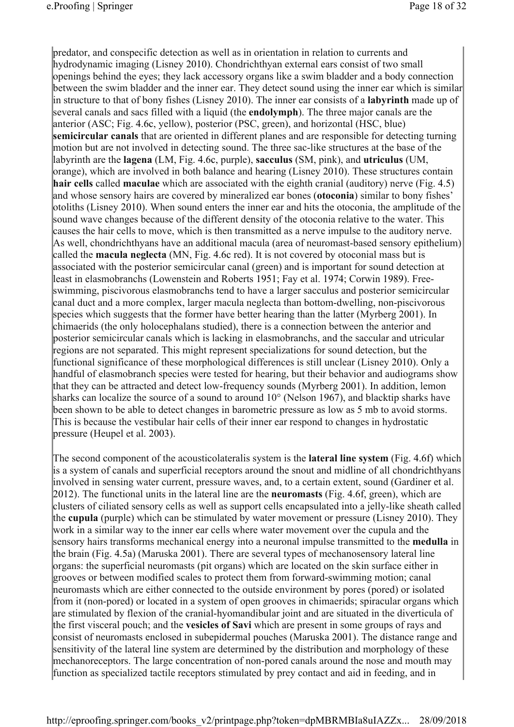predator, and conspecific detection as well as in orientation in relation to currents and hydrodynamic imaging (Lisney 2010). Chondrichthyan external ears consist of two small openings behind the eyes; they lack accessory organs like a swim bladder and a body connection between the swim bladder and the inner ear. They detect sound using the inner ear which is similar in structure to that of bony fishes (Lisney 2010). The inner ear consists of a **labyrinth** made up of several canals and sacs filled with a liquid (the **endolymph**). The three major canals are the anterior (ASC; Fig. 4.6c, yellow), posterior (PSC, green), and horizontal (HSC, blue) **semicircular canals** that are oriented in different planes and are responsible for detecting turning motion but are not involved in detecting sound. The three sac-like structures at the base of the labyrinth are the **lagena** (LM, Fig. 4.6c, purple), **sacculus** (SM, pink), and **utriculus** (UM, orange), which are involved in both balance and hearing (Lisney 2010). These structures contain **hair cells** called **maculae** which are associated with the eighth cranial (auditory) nerve (Fig. 4.5) and whose sensory hairs are covered by mineralized ear bones (**otoconia**) similar to bony fishes' otoliths (Lisney 2010). When sound enters the inner ear and hits the otoconia, the amplitude of the sound wave changes because of the different density of the otoconia relative to the water. This causes the hair cells to move, which is then transmitted as a nerve impulse to the auditory nerve. As well, chondrichthyans have an additional macula (area of neuromast-based sensory epithelium) called the **macula neglecta** (MN, Fig. 4.6c red). It is not covered by otoconial mass but is associated with the posterior semicircular canal (green) and is important for sound detection at least in elasmobranchs (Lowenstein and Roberts 1951; Fay et al. 1974; Corwin 1989). Free-swimming, piscivorous elasmobranchs tend to have a larger sacculus and posterior semicircular canal duct and a more complex, larger macula neglecta than bottom-dwelling, non-piscivorous species which suggests that the former have better hearing than the latter (Myrberg 2001). In chimaerids (the only holocephalans studied), there is a connection between the anterior and posterior semicircular canals which is lacking in elasmobranchs, and the saccular and utricular regions are not separated. This might represent specializations for sound detection, but the functional significance of these morphological differences is still unclear (Lisney 2010). Only a handful of elasmobranch species were tested for hearing, but their behavior and audiograms show that they can be attracted and detect low-frequency sounds (Myrberg 2001). In addition, lemon sharks can localize the source of a sound to around 10° (Nelson 1967), and blacktip sharks have been shown to be able to detect changes in barometric pressure as low as 5 mb to avoid storms. This is because the vestibular hair cells of their inner ear respond to changes in hydrostatic pressure (Heupel et al. 2003).

The second component of the acousticolateralis system is the **lateral line system** (Fig. 4.6f) which is a system of canals and superficial receptors around the snout and midline of all chondrichthyans involved in sensing water current, pressure waves, and, to a certain extent, sound (Gardiner et al. 2012). The functional units in the lateral line are the **neuromasts** (Fig. 4.6f, green), which are clusters of ciliated sensory cells as well as support cells encapsulated into a jelly-like sheath called the **cupula** (purple) which can be stimulated by water movement or pressure (Lisney 2010). They work in a similar way to the inner ear cells where water movement over the cupula and the sensory hairs transforms mechanical energy into a neuronal impulse transmitted to the **medulla** in the brain (Fig. 4.5a) (Maruska 2001). There are several types of mechanosensory lateral line organs: the superficial neuromasts (pit organs) which are located on the skin surface either in grooves or between modified scales to protect them from forward-swimming motion; canal neuromasts which are either connected to the outside environment by pores (pored) or isolated from it (non-pored) or located in a system of open grooves in chimaerids; spiracular organs which are stimulated by flexion of the cranial-hyomandibular joint and are situated in the diverticula of the first visceral pouch; and the **vesicles of Savi** which are present in some groups of rays and consist of neuromasts enclosed in subepidermal pouches (Maruska 2001). The distance range and sensitivity of the lateral line system are determined by the distribution and morphology of these mechanoreceptors. The large concentration of non-pored canals around the nose and mouth may function as specialized tactile receptors stimulated by prey contact and aid in feeding, and in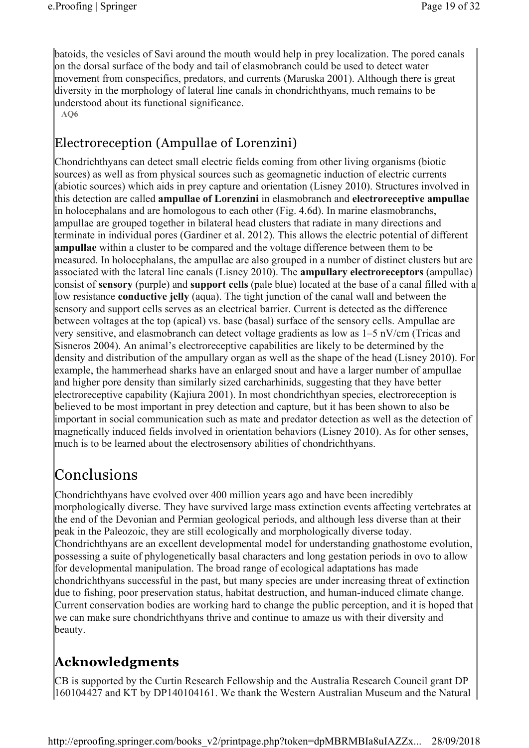batoids, the vesicles of Savi around the mouth would help in prey localization. The pored canals on the dorsal surface of the body and tail of elasmobranch could be used to detect water movement from conspecifics, predators, and currents (Maruska 2001). Although there is great diversity in the morphology of lateral line canals in chondrichthyans, much remains to be understood about its functional significance.

**AQ6**

## Electroreception (Ampullae of Lorenzini)

Chondrichthyans can detect small electric fields coming from other living organisms (biotic sources) as well as from physical sources such as geomagnetic induction of electric currents (abiotic sources) which aids in prey capture and orientation (Lisney 2010). Structures involved in this detection are called **ampullae of Lorenzini** in elasmobranch and **electroreceptive ampullae** in holocephalans and are homologous to each other (Fig. 4.6d). In marine elasmobranchs, ampullae are grouped together in bilateral head clusters that radiate in many directions and terminate in individual pores (Gardiner et al. 2012). This allows the electric potential of different **ampullae** within a cluster to be compared and the voltage difference between them to be measured. In holocephalans, the ampullae are also grouped in a number of distinct clusters but are associated with the lateral line canals (Lisney 2010). The **ampullary electroreceptors** (ampullae) consist of **sensory** (purple) and **support cells** (pale blue) located at the base of a canal filled with a low resistance **conductive jelly** (aqua). The tight junction of the canal wall and between the sensory and support cells serves as an electrical barrier. Current is detected as the difference between voltages at the top (apical) vs. base (basal) surface of the sensory cells. Ampullae are very sensitive, and elasmobranch can detect voltage gradients as low as 1–5 nV/cm (Tricas and Sisneros 2004). An animal's electroreceptive capabilities are likely to be determined by the density and distribution of the ampullary organ as well as the shape of the head (Lisney 2010). For example, the hammerhead sharks have an enlarged snout and have a larger number of ampullae and higher pore density than similarly sized carcharhinids, suggesting that they have better electroreceptive capability (Kajiura 2001). In most chondrichthyan species, electroreception is believed to be most important in prey detection and capture, but it has been shown to also be important in social communication such as mate and predator detection as well as the detection of magnetically induced fields involved in orientation behaviors (Lisney 2010). As for other senses, much is to be learned about the electrosensory abilities of chondrichthyans.

# Conclusions

Chondrichthyans have evolved over 400 million years ago and have been incredibly morphologically diverse. They have survived large mass extinction events affecting vertebrates at the end of the Devonian and Permian geological periods, and although less diverse than at their peak in the Paleozoic, they are still ecologically and morphologically diverse today. Chondrichthyans are an excellent developmental model for understanding gnathostome evolution, possessing a suite of phylogenetically basal characters and long gestation periods in ovo to allow for developmental manipulation. The broad range of ecological adaptations has made chondrichthyans successful in the past, but many species are under increasing threat of extinction due to fishing, poor preservation status, habitat destruction, and human-induced climate change. Current conservation bodies are working hard to change the public perception, and it is hoped that we can make sure chondrichthyans thrive and continue to amaze us with their diversity and beauty.

## Acknowledgments

CB is supported by the Curtin Research Fellowship and the Australia Research Council grant DP 160104427 and KT by DP140104161. We thank the Western Australian Museum and the Natural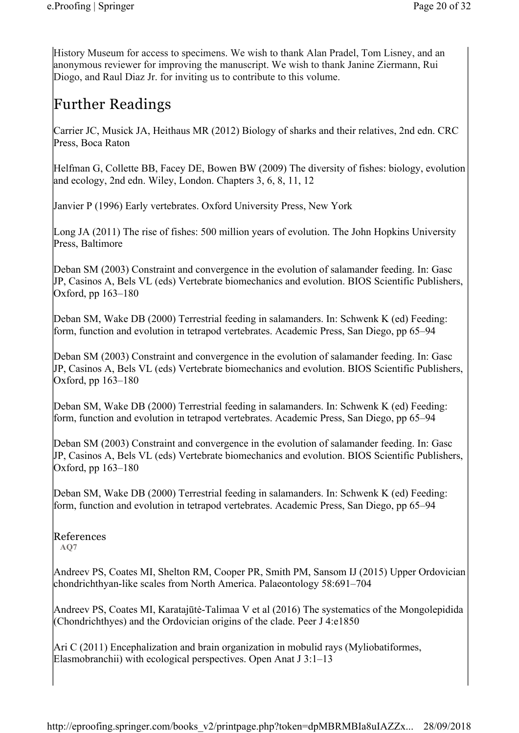History Museum for access to specimens. We wish to thank Alan Pradel, Tom Lisney, and an anonymous reviewer for improving the manuscript. We wish to thank Janine Ziermann, Rui Diogo, and Raul Diaz Jr. for inviting us to contribute to this volume.

## Further Readings

Carrier JC, Musick JA, Heithaus MR (2012) Biology of sharks and their relatives, 2nd edn. CRC Press, Boca Raton

Helfman G, Collette BB, Facey DE, Bowen BW (2009) The diversity of fishes: biology, evolution and ecology, 2nd edn. Wiley, London. Chapters 3, 6, 8, 11, 12

Janvier P (1996) Early vertebrates. Oxford University Press, New York

Long JA (2011) The rise of fishes: 500 million years of evolution. The John Hopkins University Press, Baltimore

Deban SM (2003) Constraint and convergence in the evolution of salamander feeding. In: Gasc JP, Casinos A, Bels VL (eds) Vertebrate biomechanics and evolution. BIOS Scientific Publishers, Oxford, pp 163–180

Deban SM, Wake DB (2000) Terrestrial feeding in salamanders. In: Schwenk K (ed) Feeding: form, function and evolution in tetrapod vertebrates. Academic Press, San Diego, pp 65–94

Deban SM (2003) Constraint and convergence in the evolution of salamander feeding. In: Gasc JP, Casinos A, Bels VL (eds) Vertebrate biomechanics and evolution. BIOS Scientific Publishers, Oxford, pp 163–180

Deban SM, Wake DB (2000) Terrestrial feeding in salamanders. In: Schwenk K (ed) Feeding: form, function and evolution in tetrapod vertebrates. Academic Press, San Diego, pp 65–94

Deban SM (2003) Constraint and convergence in the evolution of salamander feeding. In: Gasc JP, Casinos A, Bels VL (eds) Vertebrate biomechanics and evolution. BIOS Scientific Publishers, Oxford, pp 163–180

Deban SM, Wake DB (2000) Terrestrial feeding in salamanders. In: Schwenk K (ed) Feeding: form, function and evolution in tetrapod vertebrates. Academic Press, San Diego, pp 65–94

### References

AQ7

Andreev PS, Coates MI, Shelton RM, Cooper PR, Smith PM, Sansom IJ (2015) Upper Ordovician chondrichthyan-like scales from North America. Palaeontology 58:691–704

Andreev PS, Coates MI, Karatajūtė-Talimaa V et al (2016) The systematics of the Mongolepidida (Chondrichthyes) and the Ordovician origins of the clade. Peer J 4:e1850

Ari C (2011) Encephalization and brain organization in mobulid rays (Myliobatiformes, Elasmobranchii) with ecological perspectives. Open Anat J 3:1–13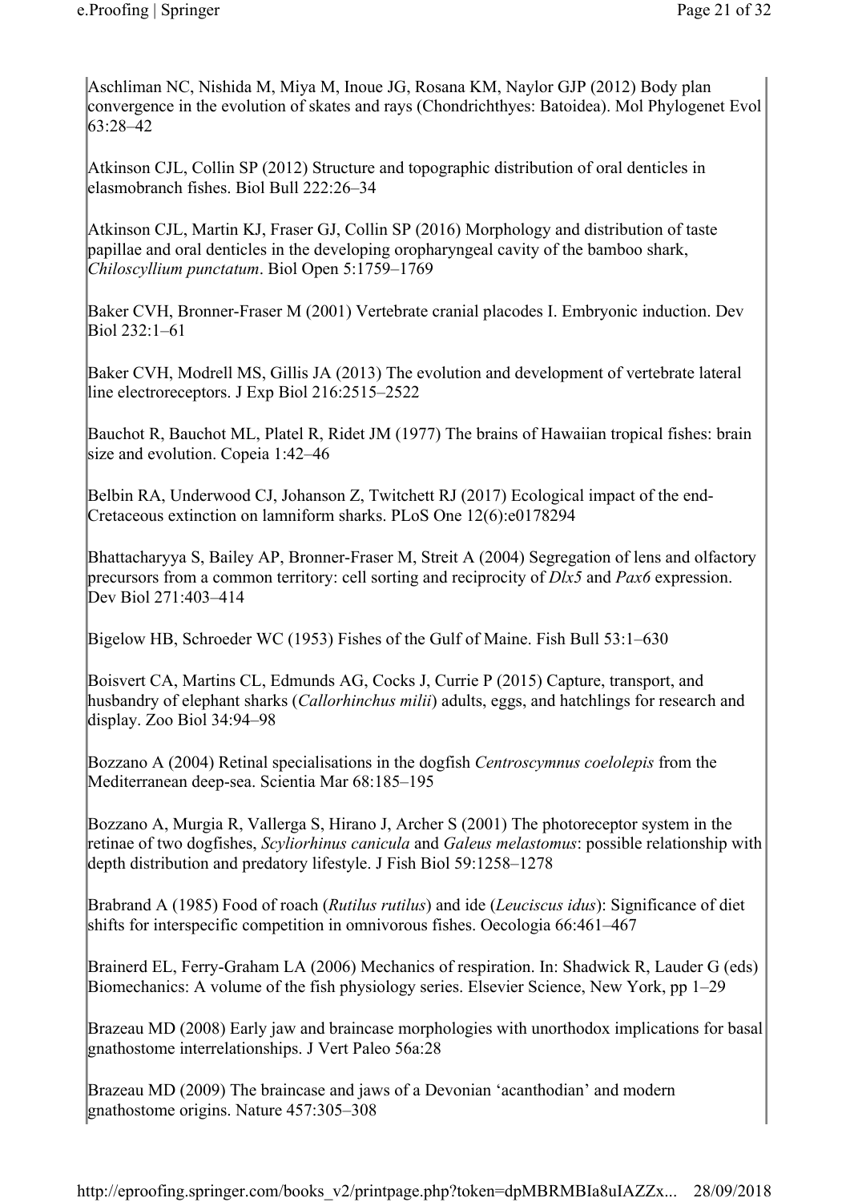Aschliman NC, Nishida M, Miya M, Inoue JG, Rosana KM, Naylor GJP (2012) Body plan convergence in the evolution of skates and rays (Chondrichthyes: Batoidea). Mol Phylogenet Evol 63:28–42

Atkinson CJL, Collin SP (2012) Structure and topographic distribution of oral denticles in elasmobranch fishes. Biol Bull 222:26–34

Atkinson CJL, Martin KJ, Fraser GJ, Collin SP (2016) Morphology and distribution of taste papillae and oral denticles in the developing oropharyngeal cavity of the bamboo shark, *Chiloscyllium punctatum*. Biol Open 5:1759–1769

Baker CVH, Bronner-Fraser M (2001) Vertebrate cranial placodes I. Embryonic induction. Dev Biol 232:1–61

Baker CVH, Modrell MS, Gillis JA (2013) The evolution and development of vertebrate lateral line electroreceptors. J Exp Biol 216:2515–2522

Bauchot R, Bauchot ML, Platel R, Ridet JM (1977) The brains of Hawaiian tropical fishes: brain size and evolution. Copeia 1:42–46

Belbin RA, Underwood CJ, Johanson Z, Twitchett RJ (2017) Ecological impact of the end-Cretaceous extinction on lamniform sharks. PLoS One 12(6):e0178294

Bhattacharyya S, Bailey AP, Bronner-Fraser M, Streit A (2004) Segregation of lens and olfactory precursors from a common territory: cell sorting and reciprocity of *Dlx5* and *Pax6* expression. Dev Biol 271:403–414

Bigelow HB, Schroeder WC (1953) Fishes of the Gulf of Maine. Fish Bull 53:1–630

Boisvert CA, Martins CL, Edmunds AG, Cocks J, Currie P (2015) Capture, transport, and husbandry of elephant sharks (*Callorhinchus milii*) adults, eggs, and hatchlings for research and display. Zoo Biol 34:94–98

Bozzano A (2004) Retinal specialisations in the dogfish *Centroscymnus coelolepis* from the Mediterranean deep-sea. Scientia Mar 68:185–195

Bozzano A, Murgia R, Vallerga S, Hirano J, Archer S (2001) The photoreceptor system in the retinae of two dogfishes, *Scyliorhinus canicula* and *Galeus melastomus*: possible relationship with depth distribution and predatory lifestyle. J Fish Biol 59:1258–1278

Brabrand A (1985) Food of roach (*Rutilus rutilus*) and ide (*Leuciscus idus*): Significance of diet shifts for interspecific competition in omnivorous fishes. Oecologia 66:461–467

Brainerd EL, Ferry-Graham LA (2006) Mechanics of respiration. In: Shadwick R, Lauder G (eds) Biomechanics: A volume of the fish physiology series. Elsevier Science, New York, pp 1–29

Brazeau MD (2008) Early jaw and braincase morphologies with unorthodox implications for basal gnathostome interrelationships. J Vert Paleo 56a:28

Brazeau MD (2009) The braincase and jaws of a Devonian 'acanthodian' and modern gnathostome origins. Nature 457:305–308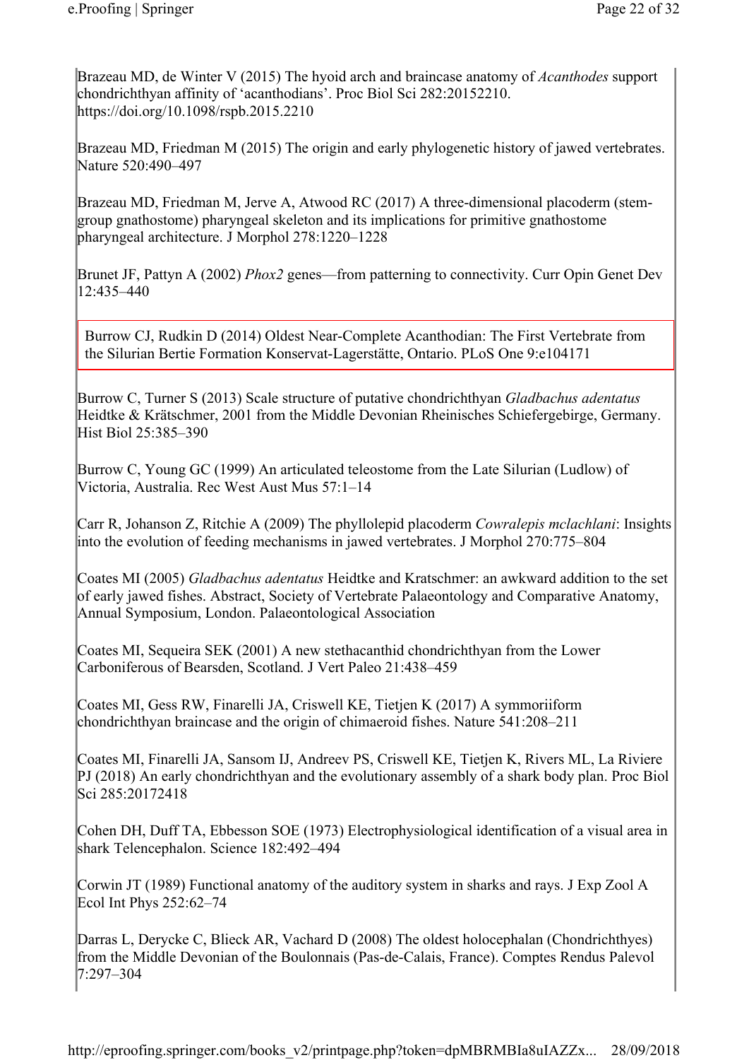Brazeau MD, de Winter V (2015) The hyoid arch and braincase anatomy of *Acanthodes* support chondrichthyan affinity of 'acanthodians'. Proc Biol Sci 282:20152210. https://doi.org/10.1098/rspb.2015.2210

Brazeau MD, Friedman M (2015) The origin and early phylogenetic history of jawed vertebrates. Nature 520:490–497

Brazeau MD, Friedman M, Jerve A, Atwood RC (2017) A three-dimensional placoderm (stem-group gnathostome) pharyngeal skeleton and its implications for primitive gnathostome pharyngeal architecture. J Morphol 278:1220–1228

Brunet JF, Pattyn A (2002) *Phox2* genes—from patterning to connectivity. Curr Opin Genet Dev 12:435–440

Burrow CJ, Rudkin D (2014) Oldest Near-Complete Acanthodian: The First Vertebrate from the Silurian Bertie Formation Konservat-Lagerstätte, Ontario. PLoS One 9:e104171

Burrow C, Turner S (2013) Scale structure of putative chondrichthyan *Gladbachus adentatus* Heidtke & Krätschmer, 2001 from the Middle Devonian Rheinisches Schiefergebirge, Germany. Hist Biol 25:385–390

Burrow C, Young GC (1999) An articulated teleostome from the Late Silurian (Ludlow) of Victoria, Australia. Rec West Aust Mus 57:1–14

Carr R, Johanson Z, Ritchie A (2009) The phyllolepid placoderm *Cowralepis mclachlani*: Insights into the evolution of feeding mechanisms in jawed vertebrates. J Morphol 270:775–804

Coates MI (2005) *Gladbachus adentatus* Heidtke and Kratschmer: an awkward addition to the set of early jawed fishes. Abstract, Society of Vertebrate Palaeontology and Comparative Anatomy, Annual Symposium, London. Palaeontological Association

Coates MI, Sequeira SEK (2001) A new stethacanthid chondrichthyan from the Lower Carboniferous of Bearsden, Scotland. J Vert Paleo 21:438–459

Coates MI, Gess RW, Finarelli JA, Criswell KE, Tietjen K (2017) A symmoriiform chondrichthyan braincase and the origin of chimaeroid fishes. Nature 541:208–211

Coates MI, Finarelli JA, Sansom IJ, Andreev PS, Criswell KE, Tietjen K, Rivers ML, La Riviere PJ (2018) An early chondrichthyan and the evolutionary assembly of a shark body plan. Proc Biol Sci 285:20172418

Cohen DH, Duff TA, Ebbesson SOE (1973) Electrophysiological identification of a visual area in shark Telencephalon. Science 182:492–494

Corwin JT (1989) Functional anatomy of the auditory system in sharks and rays. J Exp Zool A Ecol Int Phys 252:62–74

Darras L, Derycke C, Blieck AR, Vachard D (2008) The oldest holocephalan (Chondrichthyes) from the Middle Devonian of the Boulonnais (Pas-de-Calais, France). Comptes Rendus Palevol 7:297–304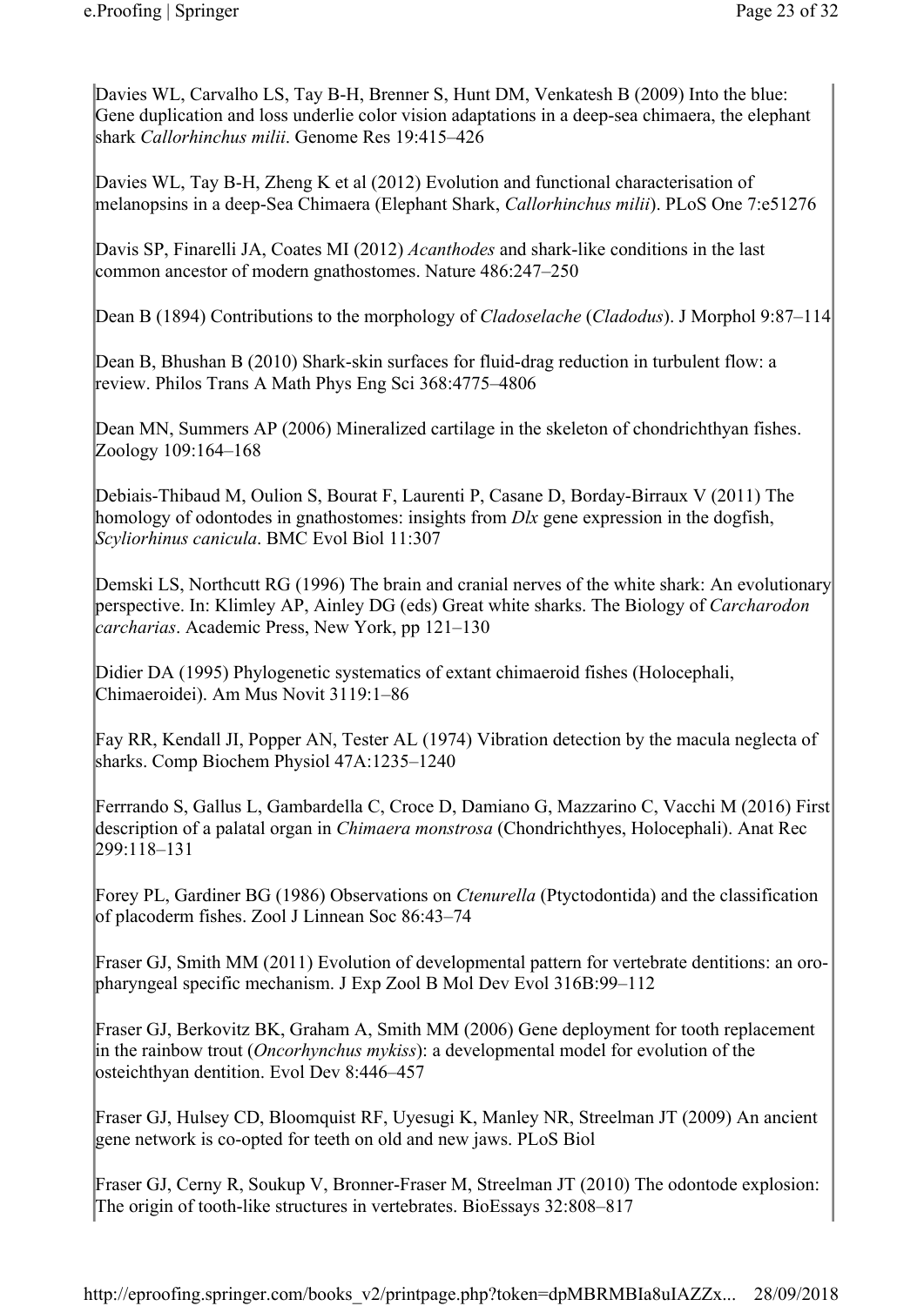Davies WL, Carvalho LS, Tay B-H, Brenner S, Hunt DM, Venkatesh B (2009) Into the blue: Gene duplication and loss underlie color vision adaptations in a deep-sea chimaera, the elephant shark *Callorhinchus milii*. Genome Res 19:415–426

Davies WL, Tay B-H, Zheng K et al (2012) Evolution and functional characterisation of melanopsins in a deep-Sea Chimaera (Elephant Shark, *Callorhinchus milii*). PLoS One 7:e51276

Davis SP, Finarelli JA, Coates MI (2012) *Acanthodes* and shark-like conditions in the last common ancestor of modern gnathostomes. Nature 486:247–250

Dean B (1894) Contributions to the morphology of *Cladoselache* (*Cladodus*). J Morphol 9:87–114

Dean B, Bhushan B (2010) Shark-skin surfaces for fluid-drag reduction in turbulent flow: a review. Philos Trans A Math Phys Eng Sci 368:4775–4806

Dean MN, Summers AP (2006) Mineralized cartilage in the skeleton of chondrichthyan fishes. Zoology 109:164–168

Debiais-Thibaud M, Oulion S, Bourat F, Laurenti P, Casane D, Borday-Birraux V (2011) The homology of odontodes in gnathostomes: insights from *Dlx* gene expression in the dogfish, *Scyliorhinus canicula*. BMC Evol Biol 11:307

Demski LS, Northcutt RG (1996) The brain and cranial nerves of the white shark: An evolutionary perspective. In: Klimley AP, Ainley DG (eds) Great white sharks. The Biology of *Carcharodon carcharias*. Academic Press, New York, pp 121–130

Didier DA (1995) Phylogenetic systematics of extant chimaeroid fishes (Holocephali, Chimaeroidei). Am Mus Novit 3119:1–86

Fay RR, Kendall JI, Popper AN, Tester AL (1974) Vibration detection by the macula neglecta of sharks. Comp Biochem Physiol 47A:1235–1240

Ferrrando S, Gallus L, Gambardella C, Croce D, Damiano G, Mazzarino C, Vacchi M (2016) First description of a palatal organ in *Chimaera monstrosa* (Chondrichthyes, Holocephali). Anat Rec 299:118–131

Forey PL, Gardiner BG (1986) Observations on *Ctenurella* (Ptyctodontida) and the classification of placoderm fishes. Zool J Linnean Soc 86:43–74

Fraser GJ, Smith MM (2011) Evolution of developmental pattern for vertebrate dentitions: an oro-pharyngeal specific mechanism. J Exp Zool B Mol Dev Evol 316B:99–112

Fraser GJ, Berkovitz BK, Graham A, Smith MM (2006) Gene deployment for tooth replacement in the rainbow trout (*Oncorhynchus mykiss*): a developmental model for evolution of the osteichthyan dentition. Evol Dev 8:446–457

Fraser GJ, Hulsey CD, Bloomquist RF, Uyesugi K, Manley NR, Streelman JT (2009) An ancient gene network is co-opted for teeth on old and new jaws. PLoS Biol

Fraser GJ, Cerny R, Soukup V, Bronner-Fraser M, Streelman JT (2010) The odontode explosion: The origin of tooth-like structures in vertebrates. BioEssays 32:808–817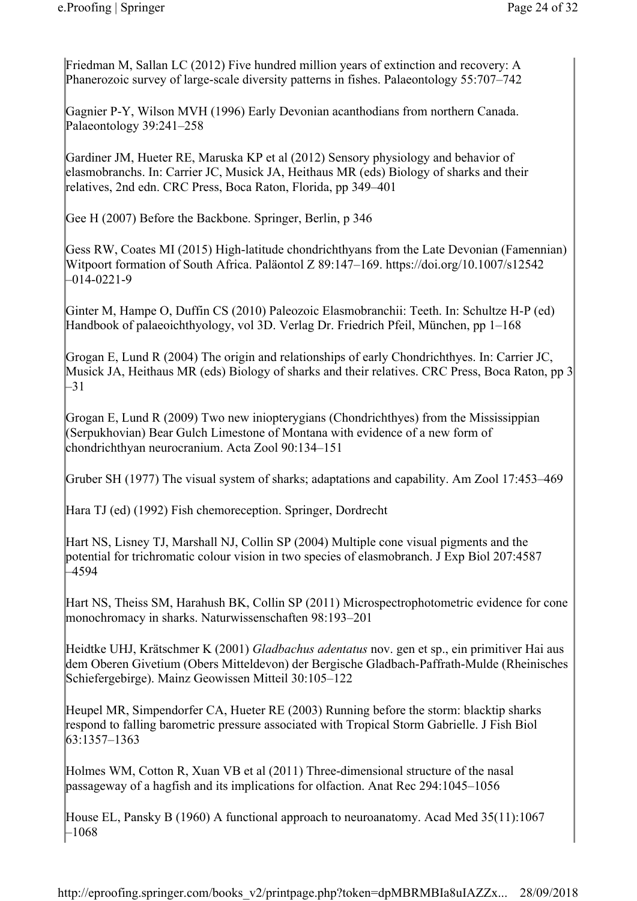Friedman M, Sallan LC (2012) Five hundred million years of extinction and recovery: A Phanerozoic survey of large-scale diversity patterns in fishes. Palaeontology 55:707–742

Gagnier P-Y, Wilson MVH (1996) Early Devonian acanthodians from northern Canada. Palaeontology 39:241–258

Gardiner JM, Hueter RE, Maruska KP et al (2012) Sensory physiology and behavior of elasmobranchs. In: Carrier JC, Musick JA, Heithaus MR (eds) Biology of sharks and their relatives, 2nd edn. CRC Press, Boca Raton, Florida, pp 349–401

Gee H (2007) Before the Backbone. Springer, Berlin, p 346

Gess RW, Coates MI (2015) High-latitude chondrichthyans from the Late Devonian (Famennian) Witpoort formation of South Africa. Paläontol Z 89:147–169. https://doi.org/10.1007/s12542–014-0221-9

Ginter M, Hampe O, Duffin CS (2010) Paleozoic Elasmobranchii: Teeth. In: Schultze H-P (ed) Handbook of palaeoichthyology, vol 3D. Verlag Dr. Friedrich Pfeil, München, pp 1–168

Grogan E, Lund R (2004) The origin and relationships of early Chondrichthyes. In: Carrier JC, Musick JA, Heithaus MR (eds) Biology of sharks and their relatives. CRC Press, Boca Raton, pp 3–31

Grogan E, Lund R (2009) Two new iniopterygians (Chondrichthyes) from the Mississippian (Serpukhovian) Bear Gulch Limestone of Montana with evidence of a new form of chondrichthyan neurocranium. Acta Zool 90:134–151

Gruber SH (1977) The visual system of sharks; adaptations and capability. Am Zool 17:453–469

Hara TJ (ed) (1992) Fish chemoreception. Springer, Dordrecht

Hart NS, Lisney TJ, Marshall NJ, Collin SP (2004) Multiple cone visual pigments and the potential for trichromatic colour vision in two species of elasmobranch. J Exp Biol 207:4587–4594

Hart NS, Theiss SM, Harahush BK, Collin SP (2011) Microspectrophotometric evidence for cone monochromacy in sharks. Naturwissenschaften 98:193–201

Heidtke UHJ, Krätschmer K (2001) *Gladbachus adentatus* nov. gen et sp., ein primitiver Hai aus dem Oberen Givetium (Obers Mitteldevon) der Bergische Gladbach-Paffrath-Mulde (Rheinisches Schiefergebirge). Mainz Geowissen Mitteil 30:105–122

Heupel MR, Simpendorfer CA, Hueter RE (2003) Running before the storm: blacktip sharks respond to falling barometric pressure associated with Tropical Storm Gabrielle. J Fish Biol 63:1357–1363

Holmes WM, Cotton R, Xuan VB et al (2011) Three-dimensional structure of the nasal passageway of a hagfish and its implications for olfaction. Anat Rec 294:1045–1056

House EL, Pansky B (1960) A functional approach to neuroanatomy. Acad Med 35(11):1067–1068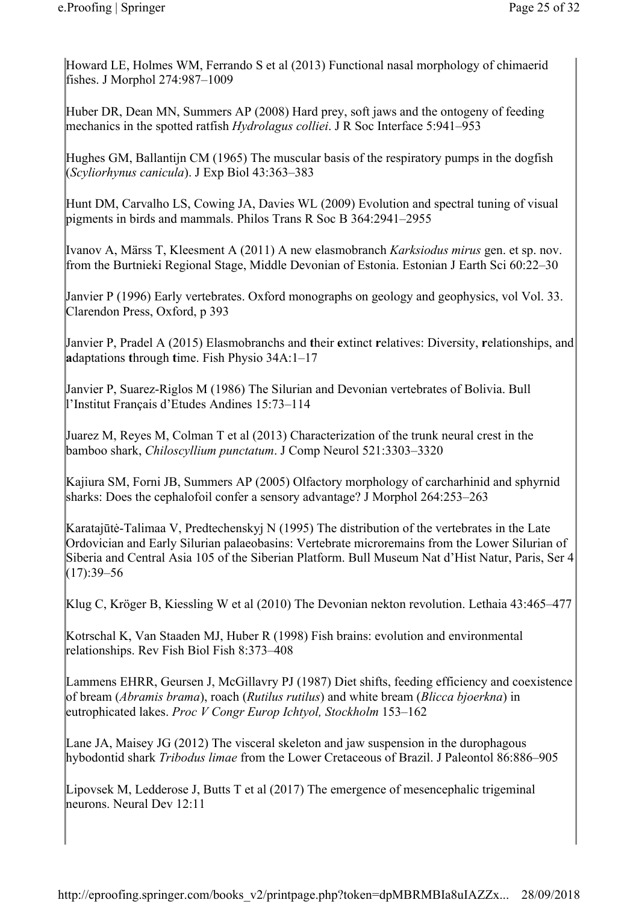Howard LE, Holmes WM, Ferrando S et al (2013) Functional nasal morphology of chimaerid fishes. J Morphol 274:987–1009

Huber DR, Dean MN, Summers AP (2008) Hard prey, soft jaws and the ontogeny of feeding mechanics in the spotted ratfish *Hydrolagus colliei*. J R Soc Interface 5:941–953

Hughes GM, Ballantijn CM (1965) The muscular basis of the respiratory pumps in the dogfish (*Scyliorhynus canicula*). J Exp Biol 43:363–383

Hunt DM, Carvalho LS, Cowing JA, Davies WL (2009) Evolution and spectral tuning of visual pigments in birds and mammals. Philos Trans R Soc B 364:2941–2955

Ivanov A, Märss T, Kleesment A (2011) A new elasmobranch *Karksiodus mirus* gen. et sp. nov. from the Burtnieki Regional Stage, Middle Devonian of Estonia. Estonian J Earth Sci 60:22–30

Janvier P (1996) Early vertebrates. Oxford monographs on geology and geophysics, vol Vol. 33. Clarendon Press, Oxford, p 393

Janvier P, Pradel A (2015) Elasmobranchs and **t**heir **e**xtinct **r**elatives: Diversity, **r**elationships, and **a**daptations **t**hrough **t**ime. Fish Physio 34A:1–17

Janvier P, Suarez-Riglos M (1986) The Silurian and Devonian vertebrates of Bolivia. Bull l'Institut Français d'Etudes Andines 15:73–114

Juarez M, Reyes M, Colman T et al (2013) Characterization of the trunk neural crest in the bamboo shark, *Chiloscyllium punctatum*. J Comp Neurol 521:3303–3320

Kajiura SM, Forni JB, Summers AP (2005) Olfactory morphology of carcharhinid and sphyrnid sharks: Does the cephalofoil confer a sensory advantage? J Morphol 264:253–263

Karatajūtė-Talimaa V, Predtechenskyj N (1995) The distribution of the vertebrates in the Late Ordovician and Early Silurian palaeobasins: Vertebrate microremains from the Lower Silurian of Siberia and Central Asia 105 of the Siberian Platform. Bull Museum Nat d'Hist Natur, Paris, Ser 4 (17):39–56

Klug C, Kröger B, Kiessling W et al (2010) The Devonian nekton revolution. Lethaia 43:465–477

Kotrschal K, Van Staaden MJ, Huber R (1998) Fish brains: evolution and environmental relationships. Rev Fish Biol Fish 8:373–408

Lammens EHRR, Geursen J, McGillavry PJ (1987) Diet shifts, feeding efficiency and coexistence of bream (*Abramis brama*), roach (*Rutilus rutilus*) and white bream (*Blicca bjoerkna*) in eutrophicated lakes. *Proc V Congr Europ Ichtyol, Stockholm* 153–162

Lane JA, Maisey JG (2012) The visceral skeleton and jaw suspension in the durophagous hybodontid shark *Tribodus limae* from the Lower Cretaceous of Brazil. J Paleontol 86:886–905

Lipovsek M, Ledderose J, Butts T et al (2017) The emergence of mesencephalic trigeminal neurons. Neural Dev 12:11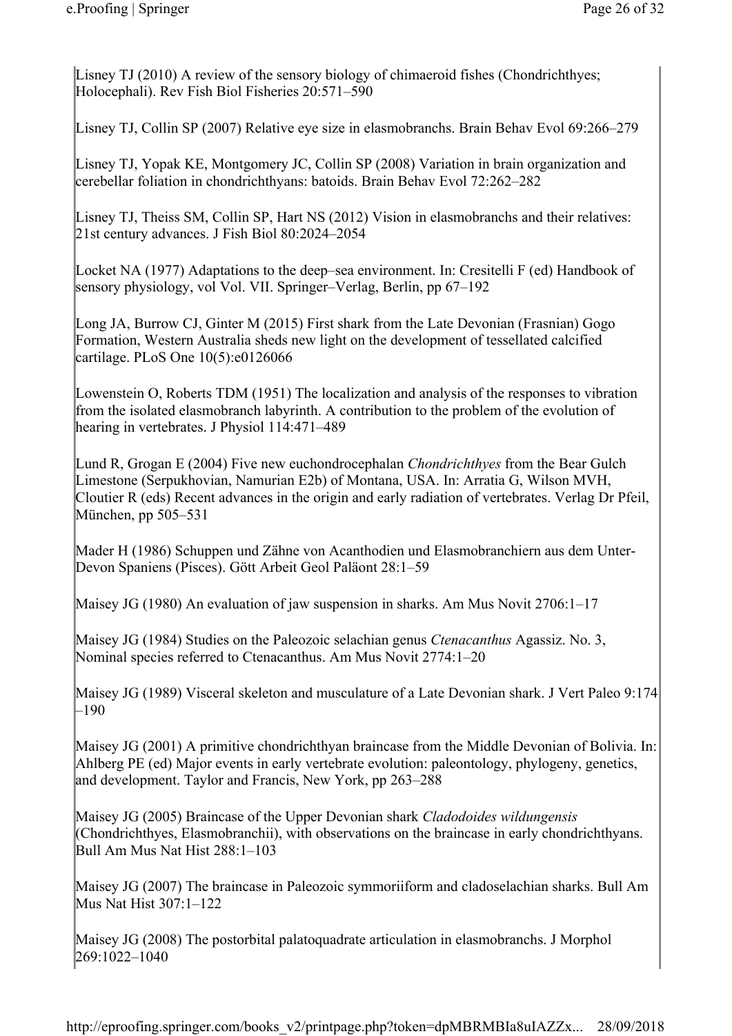Lisney TJ (2010) A review of the sensory biology of chimaeroid fishes (Chondrichthyes; Holocephali). Rev Fish Biol Fisheries 20:571–590

Lisney TJ, Collin SP (2007) Relative eye size in elasmobranchs. Brain Behav Evol 69:266–279

Lisney TJ, Yopak KE, Montgomery JC, Collin SP (2008) Variation in brain organization and cerebellar foliation in chondrichthyans: batoids. Brain Behav Evol 72:262–282

Lisney TJ, Theiss SM, Collin SP, Hart NS (2012) Vision in elasmobranchs and their relatives: 21st century advances. J Fish Biol 80:2024–2054

Locket NA (1977) Adaptations to the deep–sea environment. In: Cresitelli F (ed) Handbook of sensory physiology, vol Vol. VII. Springer–Verlag, Berlin, pp 67–192

Long JA, Burrow CJ, Ginter M (2015) First shark from the Late Devonian (Frasnian) Gogo Formation, Western Australia sheds new light on the development of tessellated calcified cartilage. PLoS One 10(5):e0126066

Lowenstein O, Roberts TDM (1951) The localization and analysis of the responses to vibration from the isolated elasmobranch labyrinth. A contribution to the problem of the evolution of hearing in vertebrates. J Physiol 114:471–489

Lund R, Grogan E (2004) Five new euchondrocephalan *Chondrichthyes* from the Bear Gulch Limestone (Serpukhovian, Namurian E2b) of Montana, USA. In: Arratia G, Wilson MVH, Cloutier R (eds) Recent advances in the origin and early radiation of vertebrates. Verlag Dr Pfeil, München, pp 505–531

Mader H (1986) Schuppen und Zähne von Acanthodien und Elasmobranchiern aus dem Unter-Devon Spaniens (Pisces). Gött Arbeit Geol Paläont 28:1–59

Maisey JG (1980) An evaluation of jaw suspension in sharks. Am Mus Novit 2706:1–17

Maisey JG (1984) Studies on the Paleozoic selachian genus *Ctenacanthus* Agassiz. No. 3, Nominal species referred to Ctenacanthus. Am Mus Novit 2774:1–20

Maisey JG (1989) Visceral skeleton and musculature of a Late Devonian shark. J Vert Paleo 9:174–190

Maisey JG (2001) A primitive chondrichthyan braincase from the Middle Devonian of Bolivia. In: Ahlberg PE (ed) Major events in early vertebrate evolution: paleontology, phylogeny, genetics, and development. Taylor and Francis, New York, pp 263–288

Maisey JG (2005) Braincase of the Upper Devonian shark *Cladodoides wildungensis* (Chondrichthyes, Elasmobranchii), with observations on the braincase in early chondrichthyans. Bull Am Mus Nat Hist 288:1–103

Maisey JG (2007) The braincase in Paleozoic symmoriiform and cladoselachian sharks. Bull Am Mus Nat Hist 307:1–122

Maisey JG (2008) The postorbital palatoquadrate articulation in elasmobranchs. J Morphol 269:1022–1040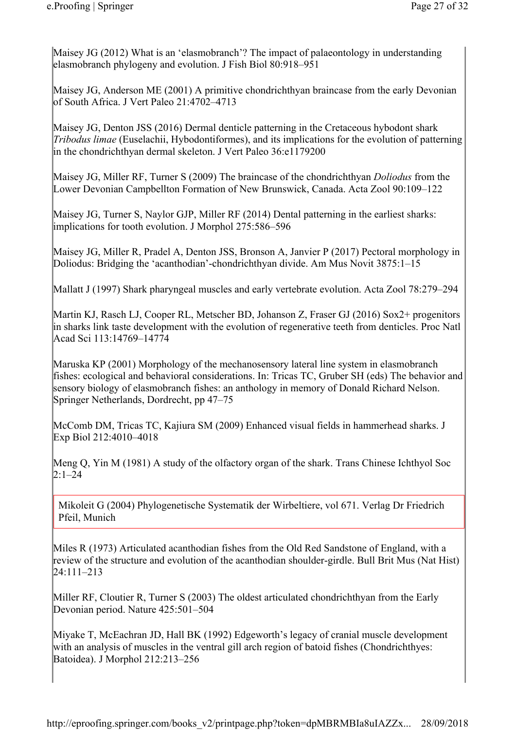Maisey JG (2012) What is an 'elasmobranch'? The impact of palaeontology in understanding elasmobranch phylogeny and evolution. J Fish Biol 80:918–951

Maisey JG, Anderson ME (2001) A primitive chondrichthyan braincase from the early Devonian of South Africa. J Vert Paleo 21:4702–4713

Maisey JG, Denton JSS (2016) Dermal denticle patterning in the Cretaceous hybodont shark *Tribodus limae* (Euselachii, Hybodontiformes), and its implications for the evolution of patterning in the chondrichthyan dermal skeleton. J Vert Paleo 36:e1179200

Maisey JG, Miller RF, Turner S (2009) The braincase of the chondrichthyan *Doliodus* from the Lower Devonian Campbellton Formation of New Brunswick, Canada. Acta Zool 90:109–122

Maisey JG, Turner S, Naylor GJP, Miller RF (2014) Dental patterning in the earliest sharks: implications for tooth evolution. J Morphol 275:586–596

Maisey JG, Miller R, Pradel A, Denton JSS, Bronson A, Janvier P (2017) Pectoral morphology in Doliodus: Bridging the 'acanthodian'-chondrichthyan divide. Am Mus Novit 3875:1–15

Mallatt J (1997) Shark pharyngeal muscles and early vertebrate evolution. Acta Zool 78:279–294

Martin KJ, Rasch LJ, Cooper RL, Metscher BD, Johanson Z, Fraser GJ (2016) Sox2+ progenitors in sharks link taste development with the evolution of regenerative teeth from denticles. Proc Natl Acad Sci 113:14769–14774

Maruska KP (2001) Morphology of the mechanosensory lateral line system in elasmobranch fishes: ecological and behavioral considerations. In: Tricas TC, Gruber SH (eds) The behavior and sensory biology of elasmobranch fishes: an anthology in memory of Donald Richard Nelson. Springer Netherlands, Dordrecht, pp 47–75

McComb DM, Tricas TC, Kajiura SM (2009) Enhanced visual fields in hammerhead sharks. J Exp Biol 212:4010–4018

Meng Q, Yin M (1981) A study of the olfactory organ of the shark. Trans Chinese Ichthyol Soc 2:1–24

Mikoleit G (2004) Phylogenetische Systematik der Wirbeltiere, vol 671. Verlag Dr Friedrich Pfeil, Munich

Miles R (1973) Articulated acanthodian fishes from the Old Red Sandstone of England, with a review of the structure and evolution of the acanthodian shoulder-girdle. Bull Brit Mus (Nat Hist) 24:111–213

Miller RF, Cloutier R, Turner S (2003) The oldest articulated chondrichthyan from the Early Devonian period. Nature 425:501–504

Miyake T, McEachran JD, Hall BK (1992) Edgeworth's legacy of cranial muscle development with an analysis of muscles in the ventral gill arch region of batoid fishes (Chondrichthyes: Batoidea). J Morphol 212:213–256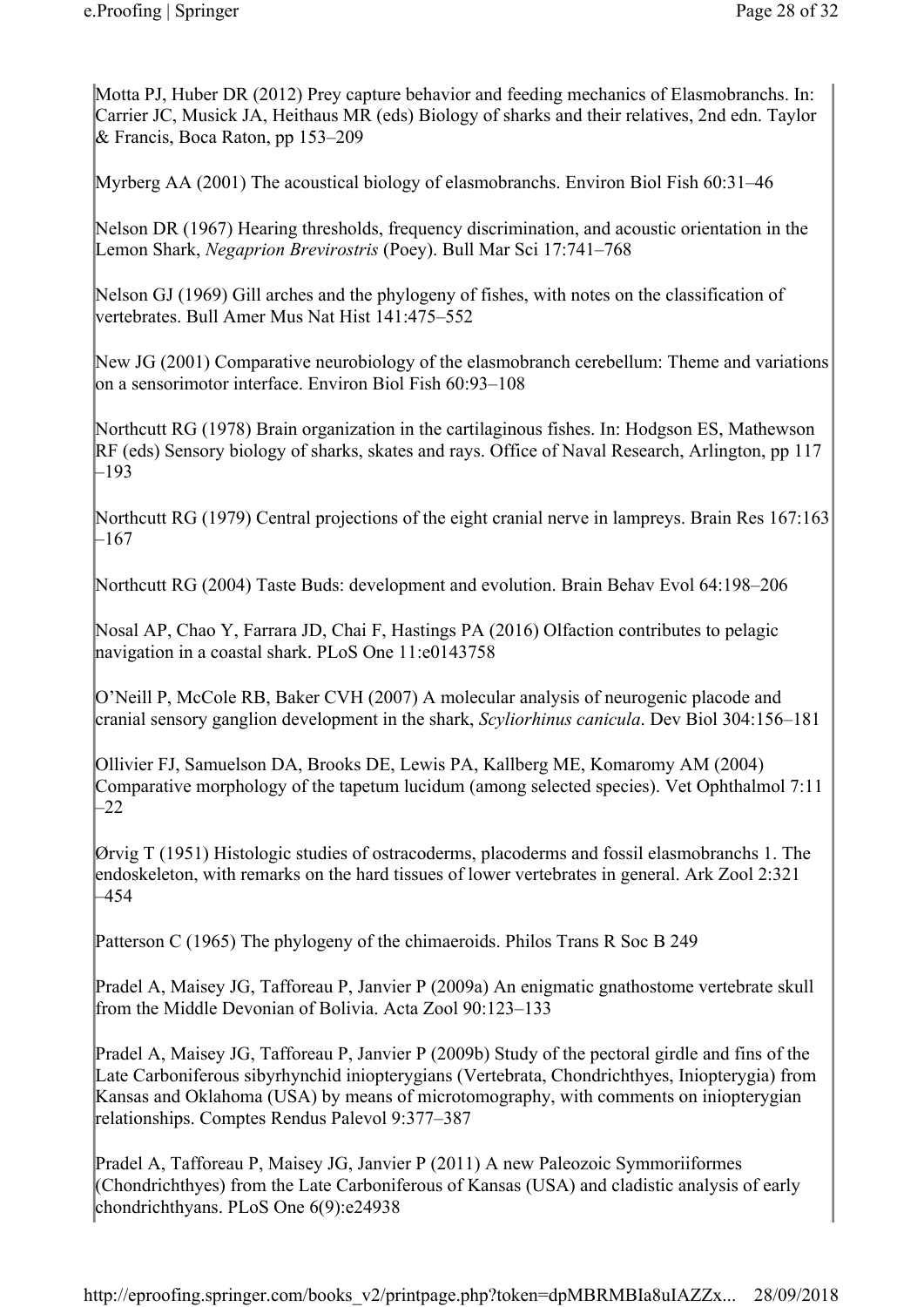Motta PJ, Huber DR (2012) Prey capture behavior and feeding mechanics of Elasmobranchs. In: Carrier JC, Musick JA, Heithaus MR (eds) Biology of sharks and their relatives, 2nd edn. Taylor & Francis, Boca Raton, pp 153–209

Myrberg AA (2001) The acoustical biology of elasmobranchs. Environ Biol Fish 60:31–46

Nelson DR (1967) Hearing thresholds, frequency discrimination, and acoustic orientation in the Lemon Shark, *Negaprion Brevirostris* (Poey). Bull Mar Sci 17:741–768

Nelson GJ (1969) Gill arches and the phylogeny of fishes, with notes on the classification of vertebrates. Bull Amer Mus Nat Hist 141:475–552

New JG (2001) Comparative neurobiology of the elasmobranch cerebellum: Theme and variations on a sensorimotor interface. Environ Biol Fish 60:93–108

Northcutt RG (1978) Brain organization in the cartilaginous fishes. In: Hodgson ES, Mathewson RF (eds) Sensory biology of sharks, skates and rays. Office of Naval Research, Arlington, pp 117–193

Northcutt RG (1979) Central projections of the eight cranial nerve in lampreys. Brain Res 167:163–167

Northcutt RG (2004) Taste Buds: development and evolution. Brain Behav Evol 64:198–206

Nosal AP, Chao Y, Farrara JD, Chai F, Hastings PA (2016) Olfaction contributes to pelagic navigation in a coastal shark. PLoS One 11:e0143758

O'Neill P, McCole RB, Baker CVH (2007) A molecular analysis of neurogenic placode and cranial sensory ganglion development in the shark, *Scyliorhinus canicula*. Dev Biol 304:156–181

Ollivier FJ, Samuelson DA, Brooks DE, Lewis PA, Kallberg ME, Komaromy AM (2004) Comparative morphology of the tapetum lucidum (among selected species). Vet Ophthalmol 7:11–22

Ørvig T (1951) Histologic studies of ostracoderms, placoderms and fossil elasmobranchs 1. The endoskeleton, with remarks on the hard tissues of lower vertebrates in general. Ark Zool 2:321–454

Patterson C (1965) The phylogeny of the chimaeroids. Philos Trans R Soc B 249

Pradel A, Maisey JG, Tafforeau P, Janvier P (2009a) An enigmatic gnathostome vertebrate skull from the Middle Devonian of Bolivia. Acta Zool 90:123–133

Pradel A, Maisey JG, Tafforeau P, Janvier P (2009b) Study of the pectoral girdle and fins of the Late Carboniferous sibyrhynchid iniopterygians (Vertebrata, Chondrichthyes, Iniopterygia) from Kansas and Oklahoma (USA) by means of microtomography, with comments on iniopterygian relationships. Comptes Rendus Palevol 9:377–387

Pradel A, Tafforeau P, Maisey JG, Janvier P (2011) A new Paleozoic Symmoriiformes (Chondrichthyes) from the Late Carboniferous of Kansas (USA) and cladistic analysis of early chondrichthyans. PLoS One 6(9):e24938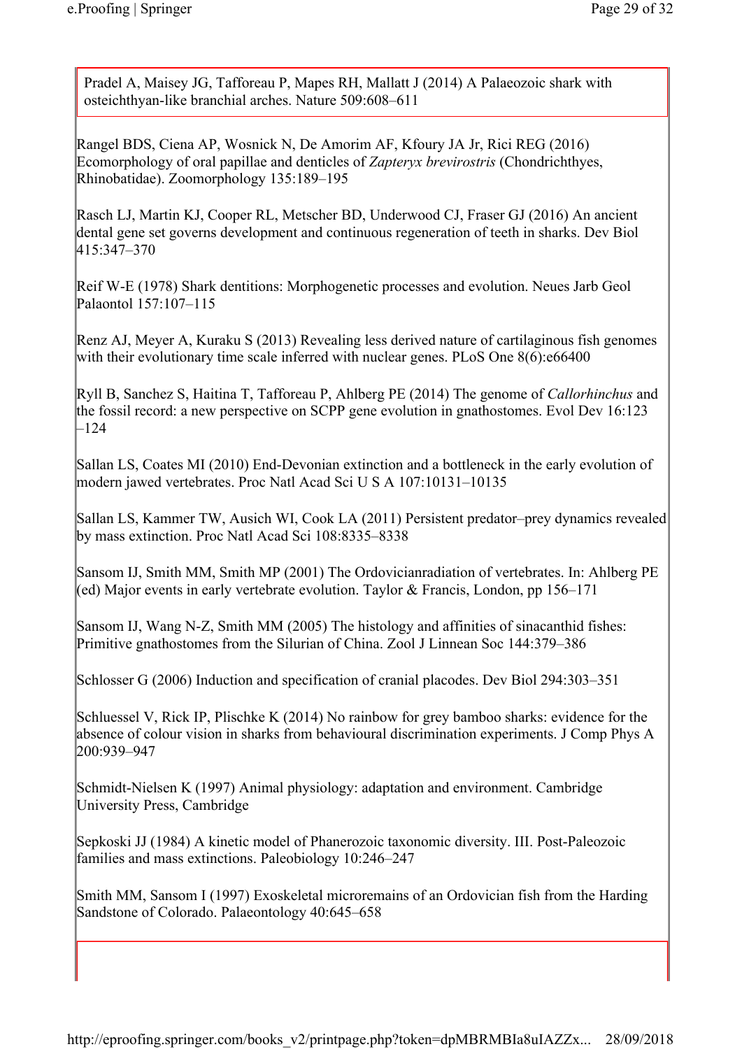Pradel A, Maisey JG, Tafforeau P, Mapes RH, Mallatt J (2014) A Palaeozoic shark with osteichthyan-like branchial arches. Nature 509:608–611

Rangel BDS, Ciena AP, Wosnick N, De Amorim AF, Kfoury JA Jr, Rici REG (2016) Ecomorphology of oral papillae and denticles of *Zapteryx brevirostris* (Chondrichthyes, Rhinobatidae). Zoomorphology 135:189–195

Rasch LJ, Martin KJ, Cooper RL, Metscher BD, Underwood CJ, Fraser GJ (2016) An ancient dental gene set governs development and continuous regeneration of teeth in sharks. Dev Biol 415:347–370

Reif W-E (1978) Shark dentitions: Morphogenetic processes and evolution. Neues Jarb Geol Palaontol 157:107–115

Renz AJ, Meyer A, Kuraku S (2013) Revealing less derived nature of cartilaginous fish genomes with their evolutionary time scale inferred with nuclear genes. PLoS One 8(6):e66400

Ryll B, Sanchez S, Haitina T, Tafforeau P, Ahlberg PE (2014) The genome of *Callorhinchus* and the fossil record: a new perspective on SCPP gene evolution in gnathostomes. Evol Dev 16:123–124

Sallan LS, Coates MI (2010) End-Devonian extinction and a bottleneck in the early evolution of modern jawed vertebrates. Proc Natl Acad Sci U S A 107:10131–10135

Sallan LS, Kammer TW, Ausich WI, Cook LA (2011) Persistent predator–prey dynamics revealed by mass extinction. Proc Natl Acad Sci 108:8335–8338

Sansom IJ, Smith MM, Smith MP (2001) The Ordovicianradiation of vertebrates. In: Ahlberg PE (ed) Major events in early vertebrate evolution. Taylor & Francis, London, pp 156–171

Sansom IJ, Wang N-Z, Smith MM (2005) The histology and affinities of sinacanthid fishes: Primitive gnathostomes from the Silurian of China. Zool J Linnean Soc 144:379–386

Schlosser G (2006) Induction and specification of cranial placodes. Dev Biol 294:303–351

Schluessel V, Rick IP, Plischke K (2014) No rainbow for grey bamboo sharks: evidence for the absence of colour vision in sharks from behavioural discrimination experiments. J Comp Phys A 200:939–947

Schmidt-Nielsen K (1997) Animal physiology: adaptation and environment. Cambridge University Press, Cambridge

Sepkoski JJ (1984) A kinetic model of Phanerozoic taxonomic diversity. III. Post-Paleozoic families and mass extinctions. Paleobiology 10:246–247

Smith MM, Sansom I (1997) Exoskeletal microremains of an Ordovician fish from the Harding Sandstone of Colorado. Palaeontology 40:645–658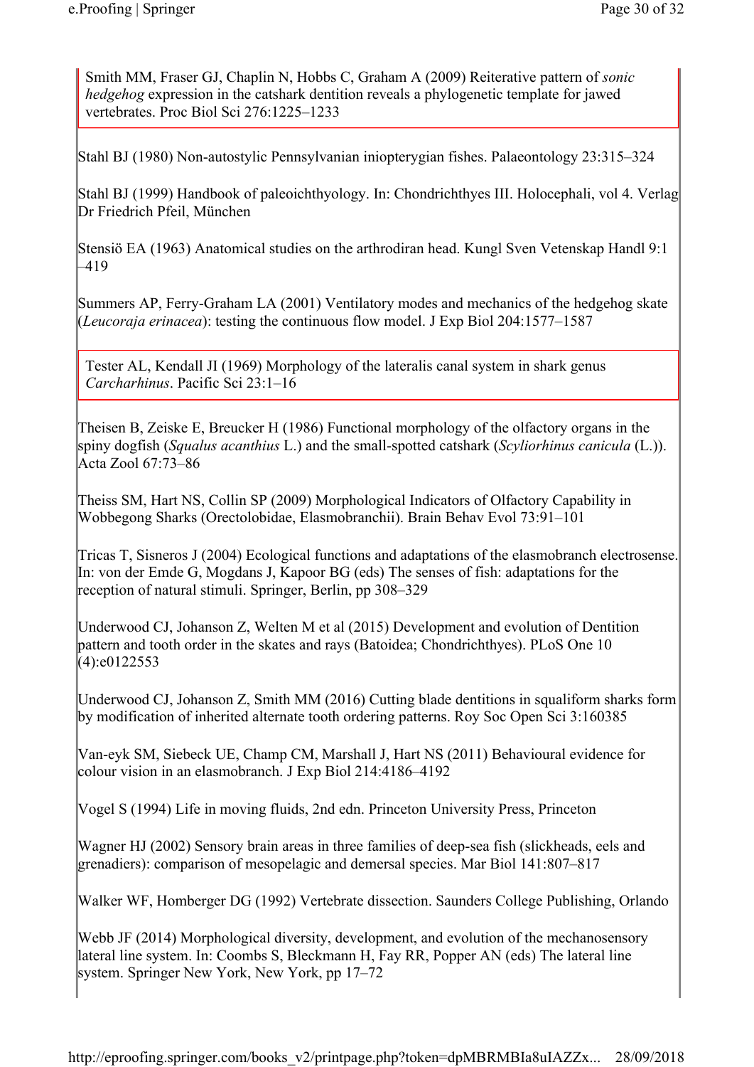Smith MM, Fraser GJ, Chaplin N, Hobbs C, Graham A (2009) Reiterative pattern of *sonic hedgehog* expression in the catshark dentition reveals a phylogenetic template for jawed vertebrates. Proc Biol Sci 276:1225–1233

Stahl BJ (1980) Non-autostylic Pennsylvanian iniopterygian fishes. Palaeontology 23:315–324

Stahl BJ (1999) Handbook of paleoichthyology. In: Chondrichthyes III. Holocephali, vol 4. Verlag Dr Friedrich Pfeil, München

Stensiö EA (1963) Anatomical studies on the arthrodiran head. Kungl Sven Vetenskap Handl 9:1–419

Summers AP, Ferry-Graham LA (2001) Ventilatory modes and mechanics of the hedgehog skate (*Leucoraja erinacea*): testing the continuous flow model. J Exp Biol 204:1577–1587

Tester AL, Kendall JI (1969) Morphology of the lateralis canal system in shark genus *Carcharhinus*. Pacific Sci 23:1–16

Theisen B, Zeiske E, Breucker H (1986) Functional morphology of the olfactory organs in the spiny dogfish (*Squalus acanthius* L.) and the small-spotted catshark (*Scyliorhinus canicula* (L.)). Acta Zool 67:73–86

Theiss SM, Hart NS, Collin SP (2009) Morphological Indicators of Olfactory Capability in Wobbegong Sharks (Orectolobidae, Elasmobranchii). Brain Behav Evol 73:91–101

Tricas T, Sisneros J (2004) Ecological functions and adaptations of the elasmobranch electrosense. In: von der Emde G, Mogdans J, Kapoor BG (eds) The senses of fish: adaptations for the reception of natural stimuli. Springer, Berlin, pp 308–329

Underwood CJ, Johanson Z, Welten M et al (2015) Development and evolution of Dentition pattern and tooth order in the skates and rays (Batoidea; Chondrichthyes). PLoS One 10 (4):e0122553

Underwood CJ, Johanson Z, Smith MM (2016) Cutting blade dentitions in squaliform sharks form by modification of inherited alternate tooth ordering patterns. Roy Soc Open Sci 3:160385

Van-eyk SM, Siebeck UE, Champ CM, Marshall J, Hart NS (2011) Behavioural evidence for colour vision in an elasmobranch. J Exp Biol 214:4186–4192

Vogel S (1994) Life in moving fluids, 2nd edn. Princeton University Press, Princeton

Wagner HJ (2002) Sensory brain areas in three families of deep-sea fish (slickheads, eels and grenadiers): comparison of mesopelagic and demersal species. Mar Biol 141:807–817

Walker WF, Homberger DG (1992) Vertebrate dissection. Saunders College Publishing, Orlando

Webb JF (2014) Morphological diversity, development, and evolution of the mechanosensory lateral line system. In: Coombs S, Bleckmann H, Fay RR, Popper AN (eds) The lateral line system. Springer New York, New York, pp 17–72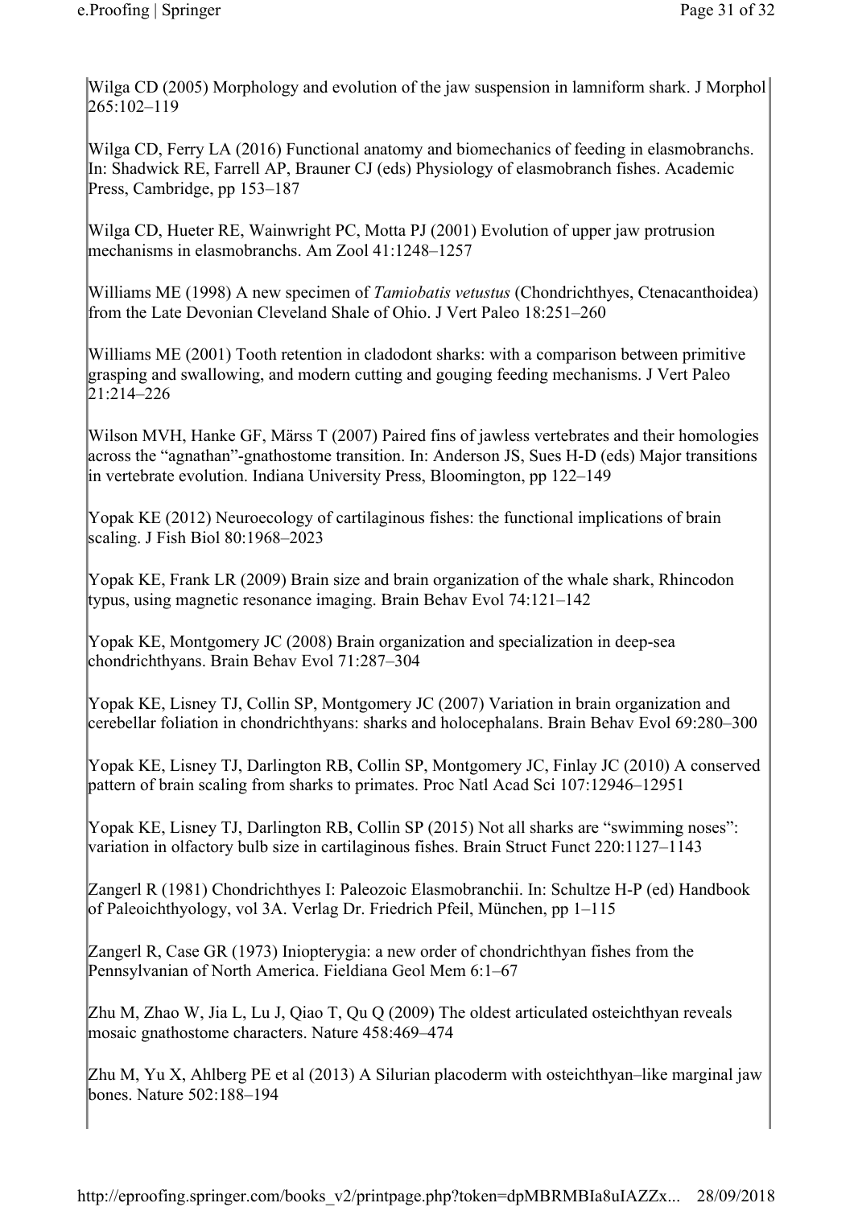Wilga CD (2005) Morphology and evolution of the jaw suspension in lamniform shark. J Morphol 265:102–119

Wilga CD, Ferry LA (2016) Functional anatomy and biomechanics of feeding in elasmobranchs. In: Shadwick RE, Farrell AP, Brauner CJ (eds) Physiology of elasmobranch fishes. Academic Press, Cambridge, pp 153–187

Wilga CD, Hueter RE, Wainwright PC, Motta PJ (2001) Evolution of upper jaw protrusion mechanisms in elasmobranchs. Am Zool 41:1248–1257

Williams ME (1998) A new specimen of *Tamiobatis vetustus* (Chondrichthyes, Ctenacanthoidea) from the Late Devonian Cleveland Shale of Ohio. J Vert Paleo 18:251–260

Williams ME (2001) Tooth retention in cladodont sharks: with a comparison between primitive grasping and swallowing, and modern cutting and gouging feeding mechanisms. J Vert Paleo 21:214–226

Wilson MVH, Hanke GF, Märss T (2007) Paired fins of jawless vertebrates and their homologies across the "agnathan"-gnathostome transition. In: Anderson JS, Sues H-D (eds) Major transitions in vertebrate evolution. Indiana University Press, Bloomington, pp 122–149

Yopak KE (2012) Neuroecology of cartilaginous fishes: the functional implications of brain scaling. J Fish Biol 80:1968–2023

Yopak KE, Frank LR (2009) Brain size and brain organization of the whale shark, Rhincodon typus, using magnetic resonance imaging. Brain Behav Evol 74:121–142

Yopak KE, Montgomery JC (2008) Brain organization and specialization in deep-sea chondrichthyans. Brain Behav Evol 71:287–304

Yopak KE, Lisney TJ, Collin SP, Montgomery JC (2007) Variation in brain organization and cerebellar foliation in chondrichthyans: sharks and holocephalans. Brain Behav Evol 69:280–300

Yopak KE, Lisney TJ, Darlington RB, Collin SP, Montgomery JC, Finlay JC (2010) A conserved pattern of brain scaling from sharks to primates. Proc Natl Acad Sci 107:12946–12951

Yopak KE, Lisney TJ, Darlington RB, Collin SP (2015) Not all sharks are "swimming noses": variation in olfactory bulb size in cartilaginous fishes. Brain Struct Funct 220:1127–1143

Zangerl R (1981) Chondrichthyes I: Paleozoic Elasmobranchii. In: Schultze H-P (ed) Handbook of Paleoichthyology, vol 3A. Verlag Dr. Friedrich Pfeil, München, pp 1–115

Zangerl R, Case GR (1973) Iniopterygia: a new order of chondrichthyan fishes from the Pennsylvanian of North America. Fieldiana Geol Mem 6:1–67

Zhu M, Zhao W, Jia L, Lu J, Qiao T, Qu Q (2009) The oldest articulated osteichthyan reveals mosaic gnathostome characters. Nature 458:469–474

Zhu M, Yu X, Ahlberg PE et al (2013) A Silurian placoderm with osteichthyan–like marginal jaw bones. Nature 502:188–194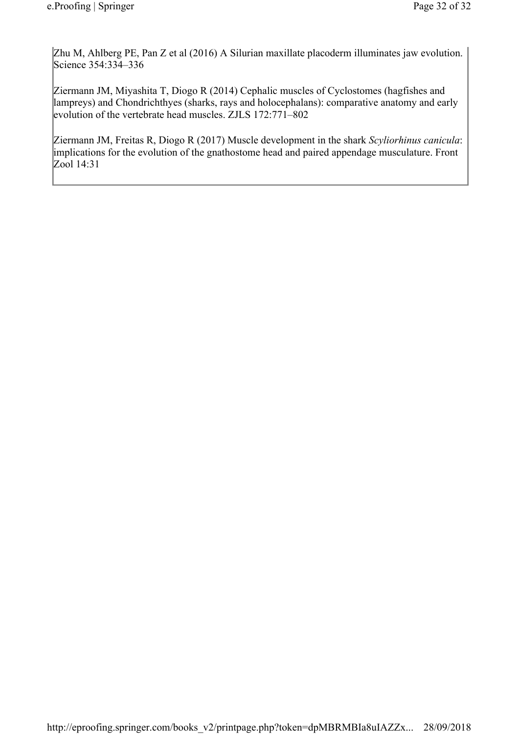Zhu M, Ahlberg PE, Pan Z et al (2016) A Silurian maxillate placoderm illuminates jaw evolution. Science 354:334–336

Ziermann JM, Miyashita T, Diogo R (2014) Cephalic muscles of Cyclostomes (hagfishes and lampreys) and Chondrichthyes (sharks, rays and holocephalans): comparative anatomy and early evolution of the vertebrate head muscles. ZJLS 172:771–802

Ziermann JM, Freitas R, Diogo R (2017) Muscle development in the shark *Scyliorhinus canicula*: implications for the evolution of the gnathostome head and paired appendage musculature. Front Zool 14:31